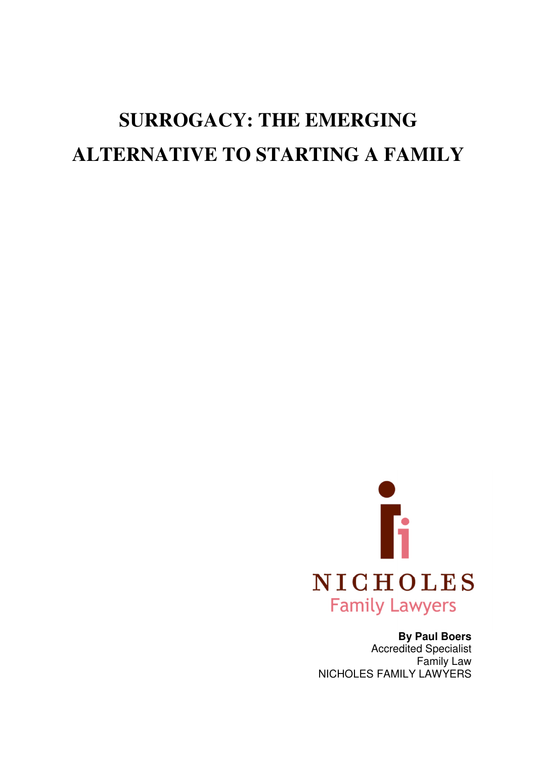# SURROGACY: THE EMERGING ALTERNATIVE TO STARTING A FAMILY

NICHOLES
Family Lawyers

**By Paul Boers**
Accredited Specialist
Family Law
NICHOLES FAMILY LAWYERS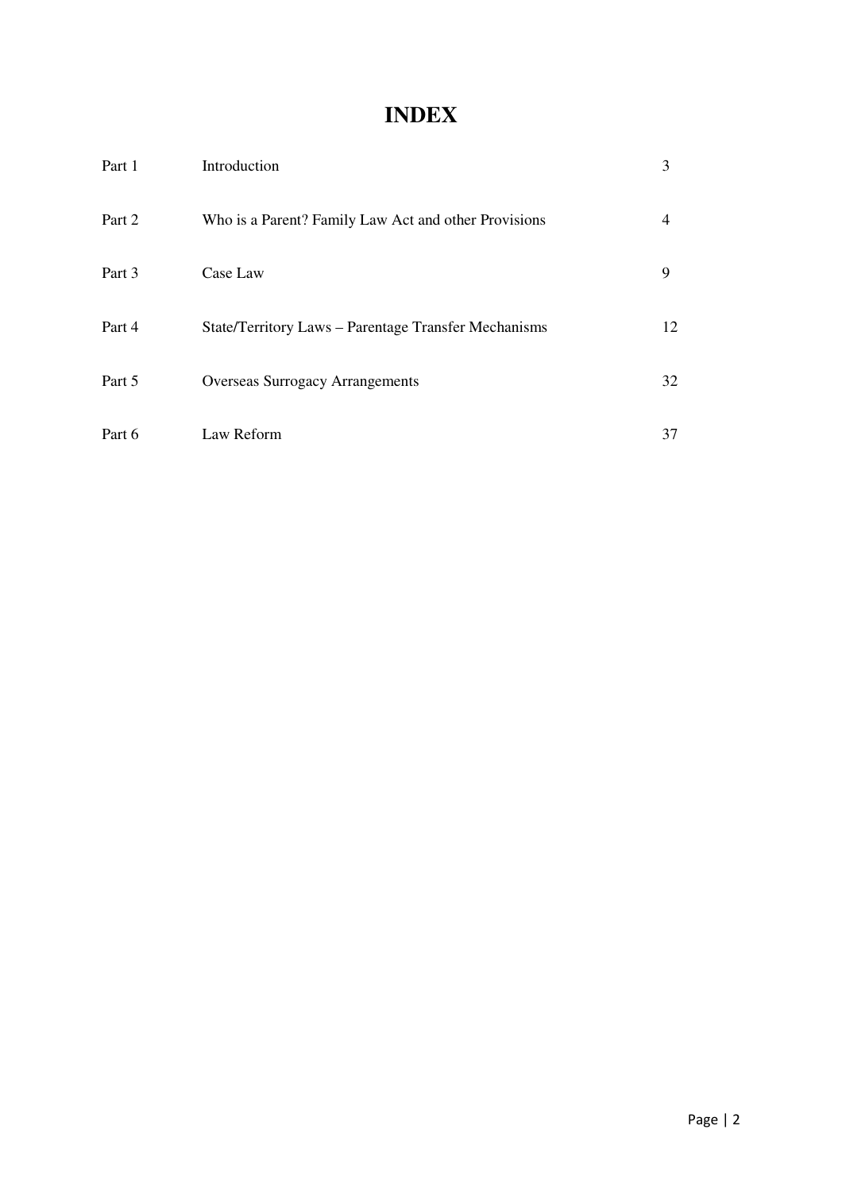# INDEX

| | | |
|---|---|---|
| Part 1 | Introduction | 3 |
| Part 2 | Who is a Parent? Family Law Act and other Provisions | 4 |
| Part 3 | Case Law | 9 |
| Part 4 | State/Territory Laws – Parentage Transfer Mechanisms | 12 |
| Part 5 | Overseas Surrogacy Arrangements | 32 |
| Part 6 | Law Reform | 37 |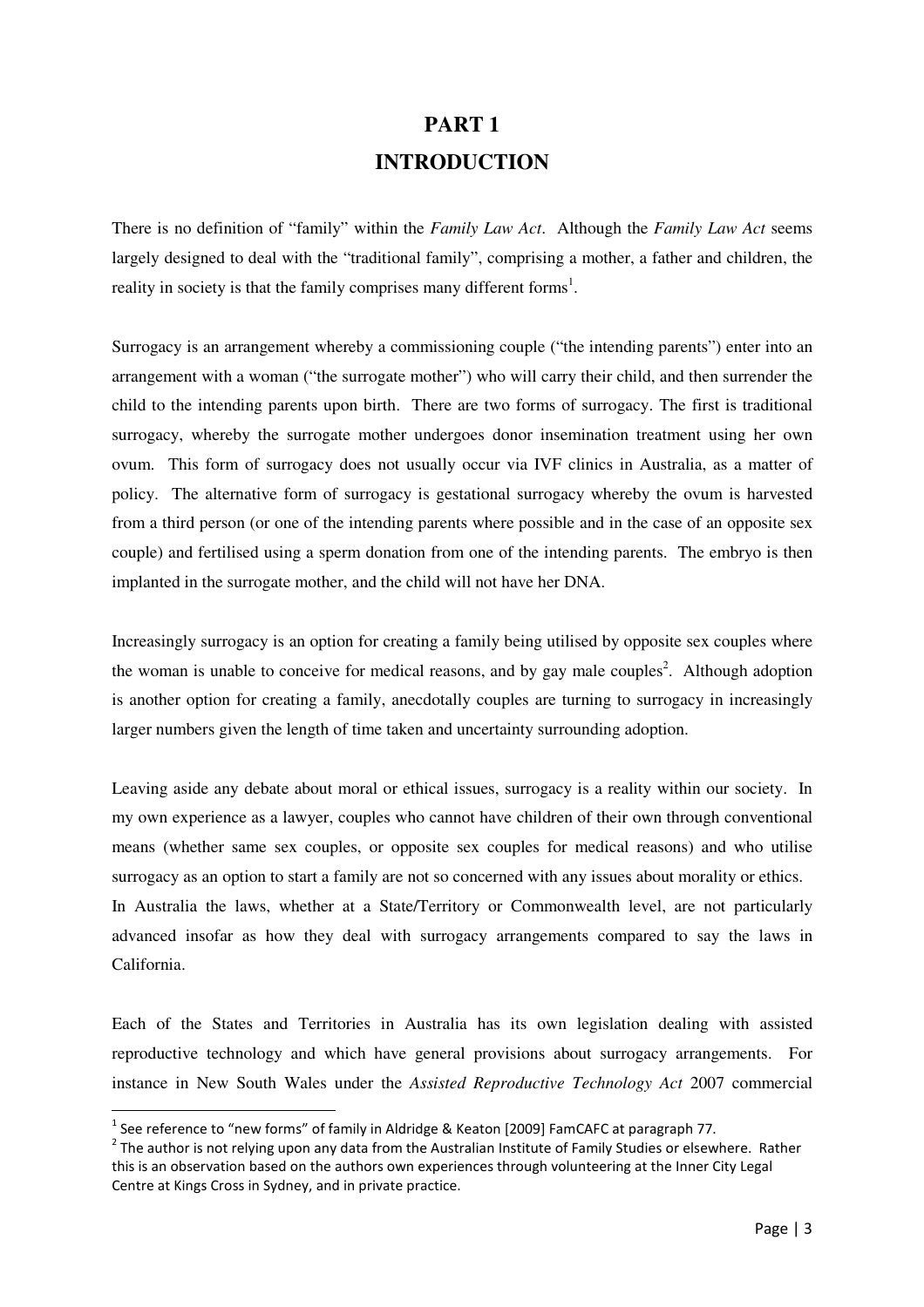# PART 1

# INTRODUCTION

There is no definition of "family" within the *Family Law Act*. Although the *Family Law Act* seems largely designed to deal with the "traditional family", comprising a mother, a father and children, the reality in society is that the family comprises many different forms[1].

Surrogacy is an arrangement whereby a commissioning couple ("the intending parents") enter into an arrangement with a woman ("the surrogate mother") who will carry their child, and then surrender the child to the intending parents upon birth. There are two forms of surrogacy. The first is traditional surrogacy, whereby the surrogate mother undergoes donor insemination treatment using her own ovum. This form of surrogacy does not usually occur via IVF clinics in Australia, as a matter of policy. The alternative form of surrogacy is gestational surrogacy whereby the ovum is harvested from a third person (or one of the intending parents where possible and in the case of an opposite sex couple) and fertilised using a sperm donation from one of the intending parents. The embryo is then implanted in the surrogate mother, and the child will not have her DNA.

Increasingly surrogacy is an option for creating a family being utilised by opposite sex couples where the woman is unable to conceive for medical reasons, and by gay male couples[2]. Although adoption is another option for creating a family, anecdotally couples are turning to surrogacy in increasingly larger numbers given the length of time taken and uncertainty surrounding adoption.

Leaving aside any debate about moral or ethical issues, surrogacy is a reality within our society. In my own experience as a lawyer, couples who cannot have children of their own through conventional means (whether same sex couples, or opposite sex couples for medical reasons) and who utilise surrogacy as an option to start a family are not so concerned with any issues about morality or ethics. In Australia the laws, whether at a State/Territory or Commonwealth level, are not particularly advanced insofar as how they deal with surrogacy arrangements compared to say the laws in California.

Each of the States and Territories in Australia has its own legislation dealing with assisted reproductive technology and which have general provisions about surrogacy arrangements. For instance in New South Wales under the *Assisted Reproductive Technology Act* 2007 commercial

---

[1] See reference to "new forms" of family in Aldridge & Keaton [2009] FamCAFC at paragraph 77.

[2] The author is not relying upon any data from the Australian Institute of Family Studies or elsewhere. Rather this is an observation based on the authors own experiences through volunteering at the Inner City Legal Centre at Kings Cross in Sydney, and in private practice.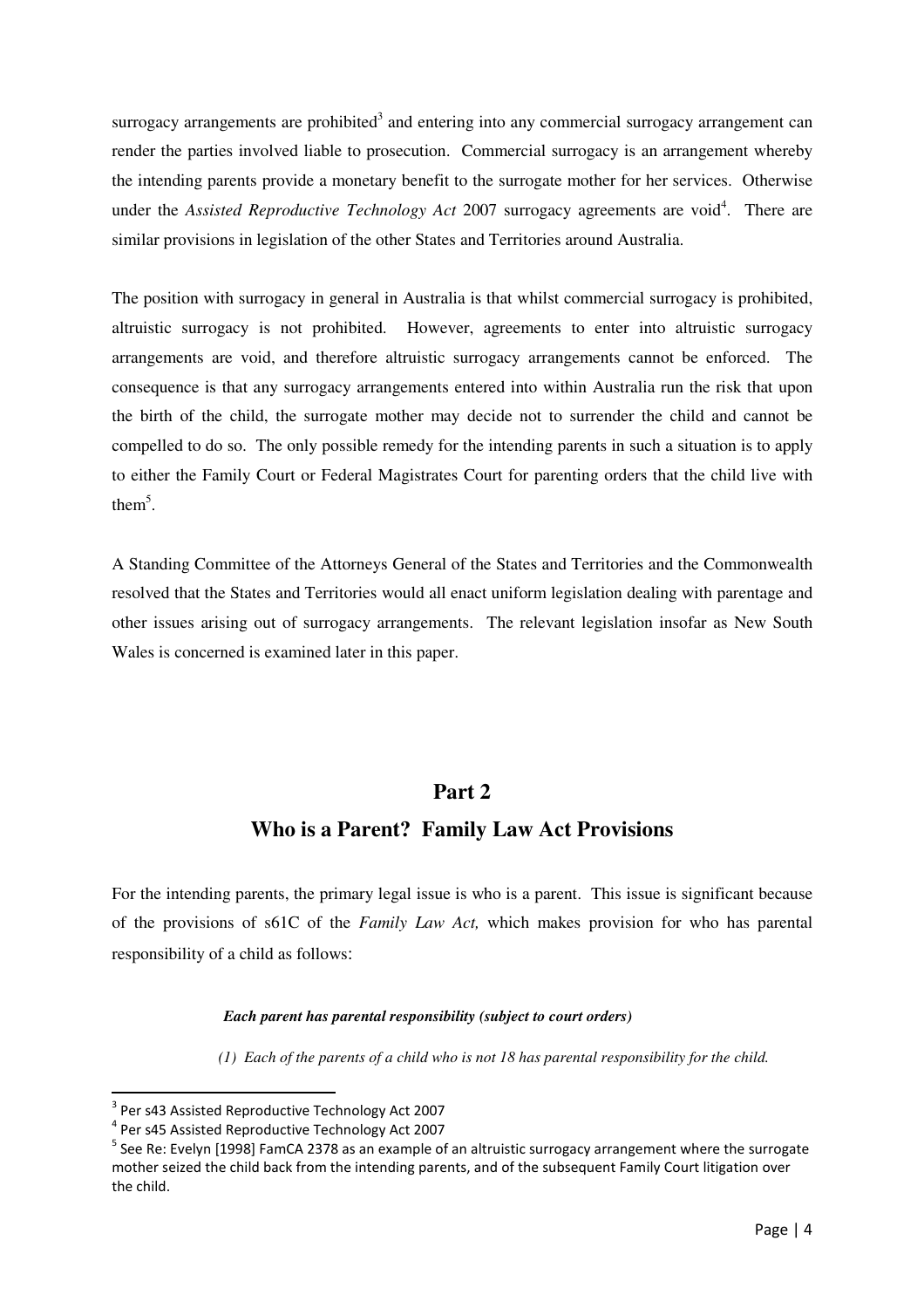surrogacy arrangements are prohibited[3] and entering into any commercial surrogacy arrangement can render the parties involved liable to prosecution. Commercial surrogacy is an arrangement whereby the intending parents provide a monetary benefit to the surrogate mother for her services. Otherwise under the *Assisted Reproductive Technology Act* 2007 surrogacy agreements are void[4]. There are similar provisions in legislation of the other States and Territories around Australia.

The position with surrogacy in general in Australia is that whilst commercial surrogacy is prohibited, altruistic surrogacy is not prohibited. However, agreements to enter into altruistic surrogacy arrangements are void, and therefore altruistic surrogacy arrangements cannot be enforced. The consequence is that any surrogacy arrangements entered into within Australia run the risk that upon the birth of the child, the surrogate mother may decide not to surrender the child and cannot be compelled to do so. The only possible remedy for the intending parents in such a situation is to apply to either the Family Court or Federal Magistrates Court for parenting orders that the child live with them[5].

A Standing Committee of the Attorneys General of the States and Territories and the Commonwealth resolved that the States and Territories would all enact uniform legislation dealing with parentage and other issues arising out of surrogacy arrangements. The relevant legislation insofar as New South Wales is concerned is examined later in this paper.

## Part 2

## Who is a Parent? Family Law Act Provisions

For the intending parents, the primary legal issue is who is a parent. This issue is significant because of the provisions of s61C of the *Family Law Act,* which makes provision for who has parental responsibility of a child as follows:

> ***Each parent has parental responsibility (subject to court orders)***
>
> *(1) Each of the parents of a child who is not 18 has parental responsibility for the child.*

---

[3] Per s43 Assisted Reproductive Technology Act 2007

[4] Per s45 Assisted Reproductive Technology Act 2007

[5] See Re: Evelyn [1998] FamCA 2378 as an example of an altruistic surrogacy arrangement where the surrogate mother seized the child back from the intending parents, and of the subsequent Family Court litigation over the child.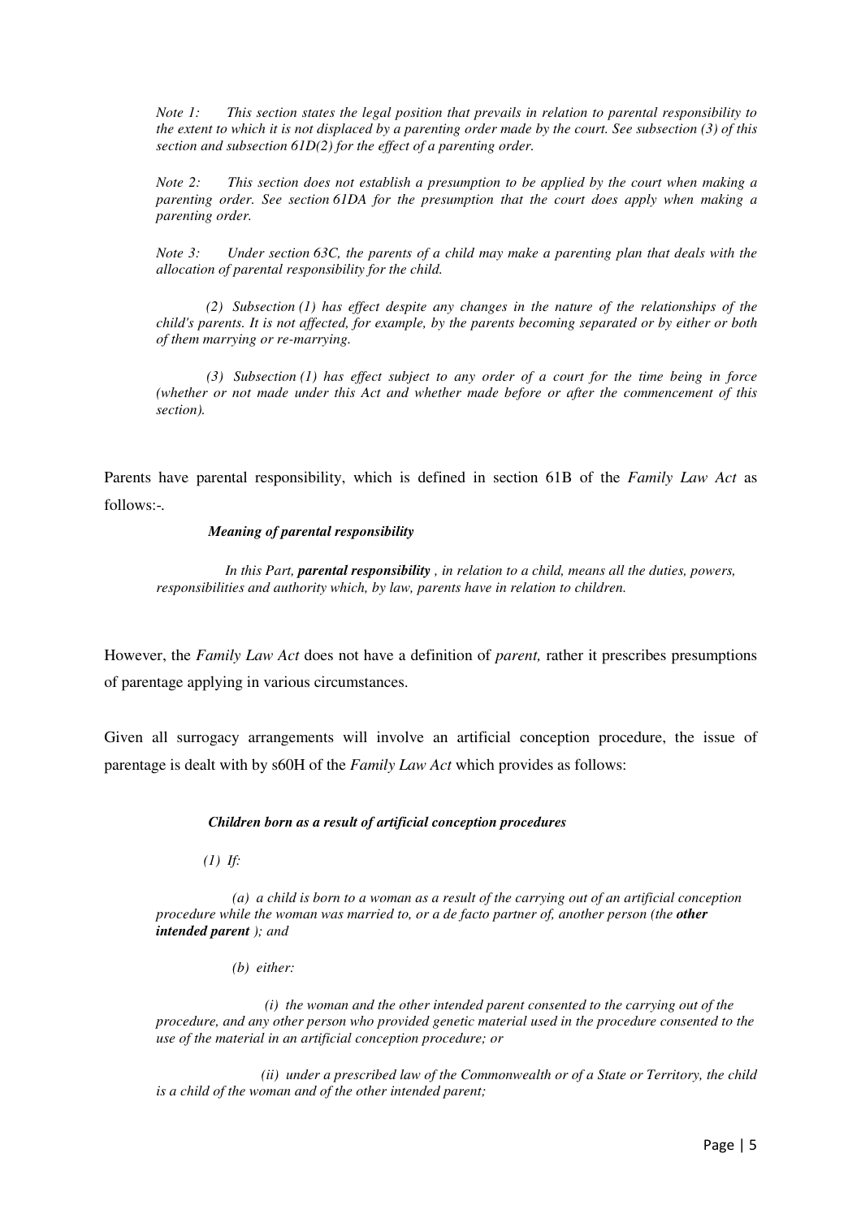*Note 1: This section states the legal position that prevails in relation to parental responsibility to the extent to which it is not displaced by a parenting order made by the court. See subsection (3) of this section and subsection 61D(2) for the effect of a parenting order.*

*Note 2: This section does not establish a presumption to be applied by the court when making a parenting order. See section 61DA for the presumption that the court does apply when making a parenting order.*

*Note 3: Under section 63C, the parents of a child may make a parenting plan that deals with the allocation of parental responsibility for the child.*

*(2) Subsection (1) has effect despite any changes in the nature of the relationships of the child's parents. It is not affected, for example, by the parents becoming separated or by either or both of them marrying or re-marrying.*

*(3) Subsection (1) has effect subject to any order of a court for the time being in force (whether or not made under this Act and whether made before or after the commencement of this section).*

Parents have parental responsibility, which is defined in section 61B of the *Family Law Act* as follows:-.

***Meaning of parental responsibility***

*In this Part, **parental responsibility** , in relation to a child, means all the duties, powers, responsibilities and authority which, by law, parents have in relation to children.*

However, the *Family Law Act* does not have a definition of *parent,* rather it prescribes presumptions of parentage applying in various circumstances.

Given all surrogacy arrangements will involve an artificial conception procedure, the issue of parentage is dealt with by s60H of the *Family Law Act* which provides as follows:

***Children born as a result of artificial conception procedures***

*(1) If:*

*(a) a child is born to a woman as a result of the carrying out of an artificial conception procedure while the woman was married to, or a de facto partner of, another person (the **other intended parent** ); and*

*(b) either:*

*(i) the woman and the other intended parent consented to the carrying out of the procedure, and any other person who provided genetic material used in the procedure consented to the use of the material in an artificial conception procedure; or*

*(ii) under a prescribed law of the Commonwealth or of a State or Territory, the child is a child of the woman and of the other intended parent;*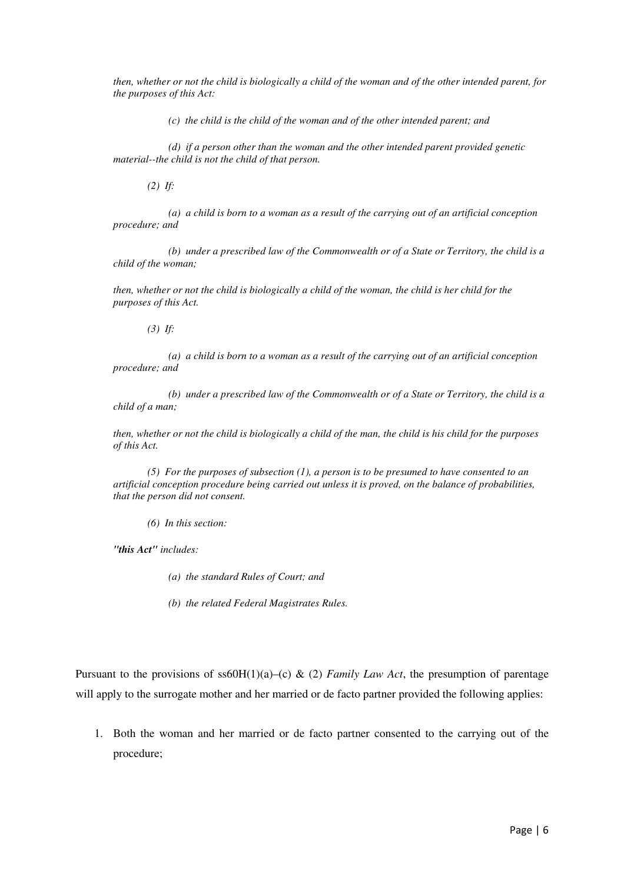*then, whether or not the child is biologically a child of the woman and of the other intended parent, for the purposes of this Act:*

> *(c) the child is the child of the woman and of the other intended parent; and*
>
> *(d) if a person other than the woman and the other intended parent provided genetic material--the child is not the child of that person.*

*(2) If:*

> *(a) a child is born to a woman as a result of the carrying out of an artificial conception procedure; and*
>
> *(b) under a prescribed law of the Commonwealth or of a State or Territory, the child is a child of the woman;*

*then, whether or not the child is biologically a child of the woman, the child is her child for the purposes of this Act.*

*(3) If:*

> *(a) a child is born to a woman as a result of the carrying out of an artificial conception procedure; and*
>
> *(b) under a prescribed law of the Commonwealth or of a State or Territory, the child is a child of a man;*

*then, whether or not the child is biologically a child of the man, the child is his child for the purposes of this Act.*

*(5) For the purposes of subsection (1), a person is to be presumed to have consented to an artificial conception procedure being carried out unless it is proved, on the balance of probabilities, that the person did not consent.*

*(6) In this section:*

***"this Act"*** *includes:*

> *(a) the standard Rules of Court; and*
>
> *(b) the related Federal Magistrates Rules.*

Pursuant to the provisions of ss60H(1)(a)–(c) & (2) *Family Law Act*, the presumption of parentage will apply to the surrogate mother and her married or de facto partner provided the following applies:

1. Both the woman and her married or de facto partner consented to the carrying out of the procedure;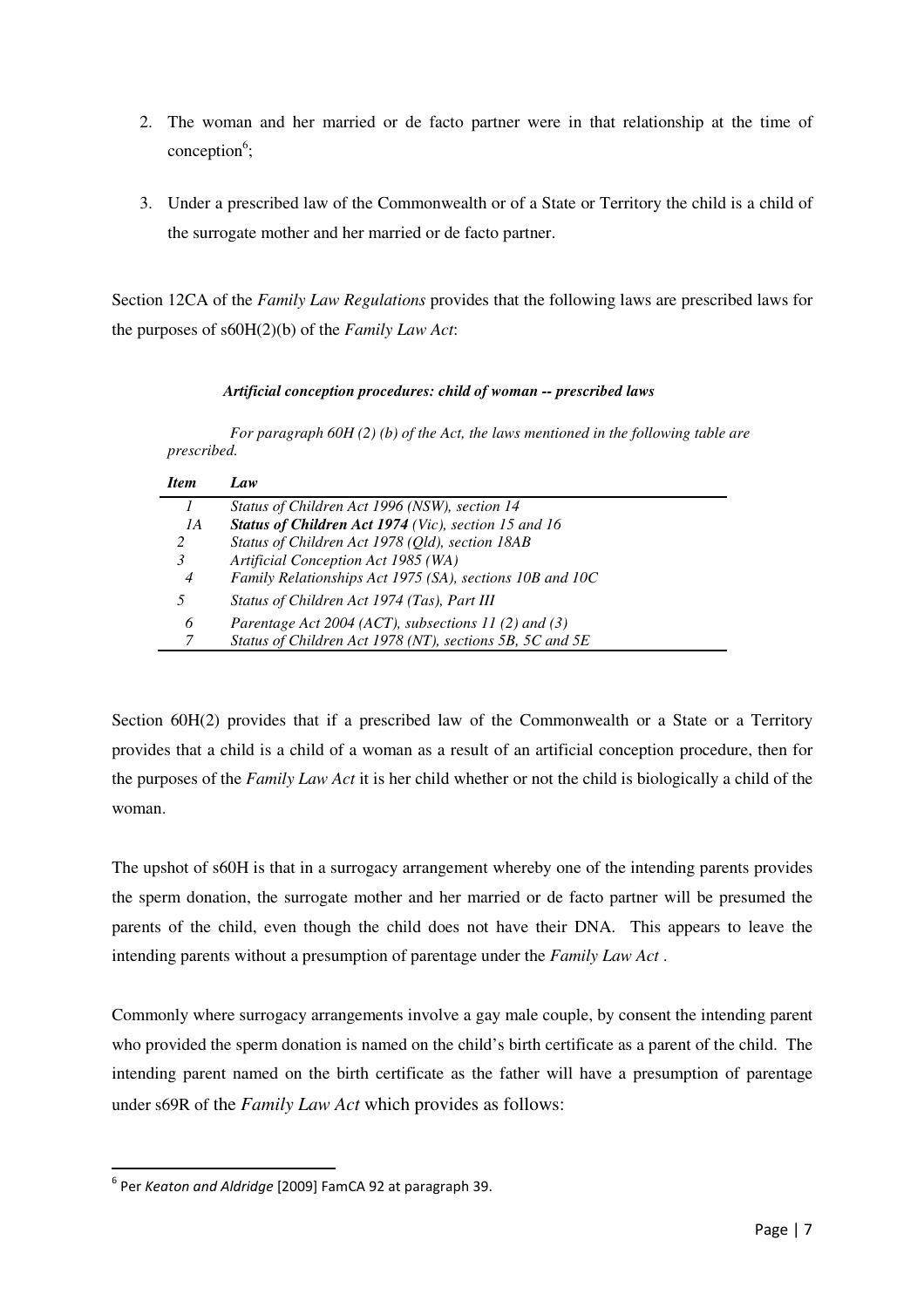2. The woman and her married or de facto partner were in that relationship at the time of conception[6];

3. Under a prescribed law of the Commonwealth or of a State or Territory the child is a child of the surrogate mother and her married or de facto partner.

Section 12CA of the *Family Law Regulations* provides that the following laws are prescribed laws for the purposes of s60H(2)(b) of the *Family Law Act*:

***Artificial conception procedures: child of woman -- prescribed laws***

*For paragraph 60H (2) (b) of the Act, the laws mentioned in the following table are prescribed.*

| *Item* | *Law* |
|---|---|
| *1* | *Status of Children Act 1996 (NSW), section 14* |
| *1A* | ***Status of Children Act 1974*** *(Vic), section 15 and 16* |
| *2* | *Status of Children Act 1978 (Qld), section 18AB* |
| *3* | *Artificial Conception Act 1985 (WA)* |
| *4* | *Family Relationships Act 1975 (SA), sections 10B and 10C* |
| *5* | *Status of Children Act 1974 (Tas), Part III* |
| *6* | *Parentage Act 2004 (ACT), subsections 11 (2) and (3)* |
| *7* | *Status of Children Act 1978 (NT), sections 5B, 5C and 5E* |

Section 60H(2) provides that if a prescribed law of the Commonwealth or a State or a Territory provides that a child is a child of a woman as a result of an artificial conception procedure, then for the purposes of the *Family Law Act* it is her child whether or not the child is biologically a child of the woman.

The upshot of s60H is that in a surrogacy arrangement whereby one of the intending parents provides the sperm donation, the surrogate mother and her married or de facto partner will be presumed the parents of the child, even though the child does not have their DNA. This appears to leave the intending parents without a presumption of parentage under the *Family Law Act* .

Commonly where surrogacy arrangements involve a gay male couple, by consent the intending parent who provided the sperm donation is named on the child's birth certificate as a parent of the child. The intending parent named on the birth certificate as the father will have a presumption of parentage under s69R of the *Family Law Act* which provides as follows:

[6] Per *Keaton and Aldridge* [2009] FamCA 92 at paragraph 39.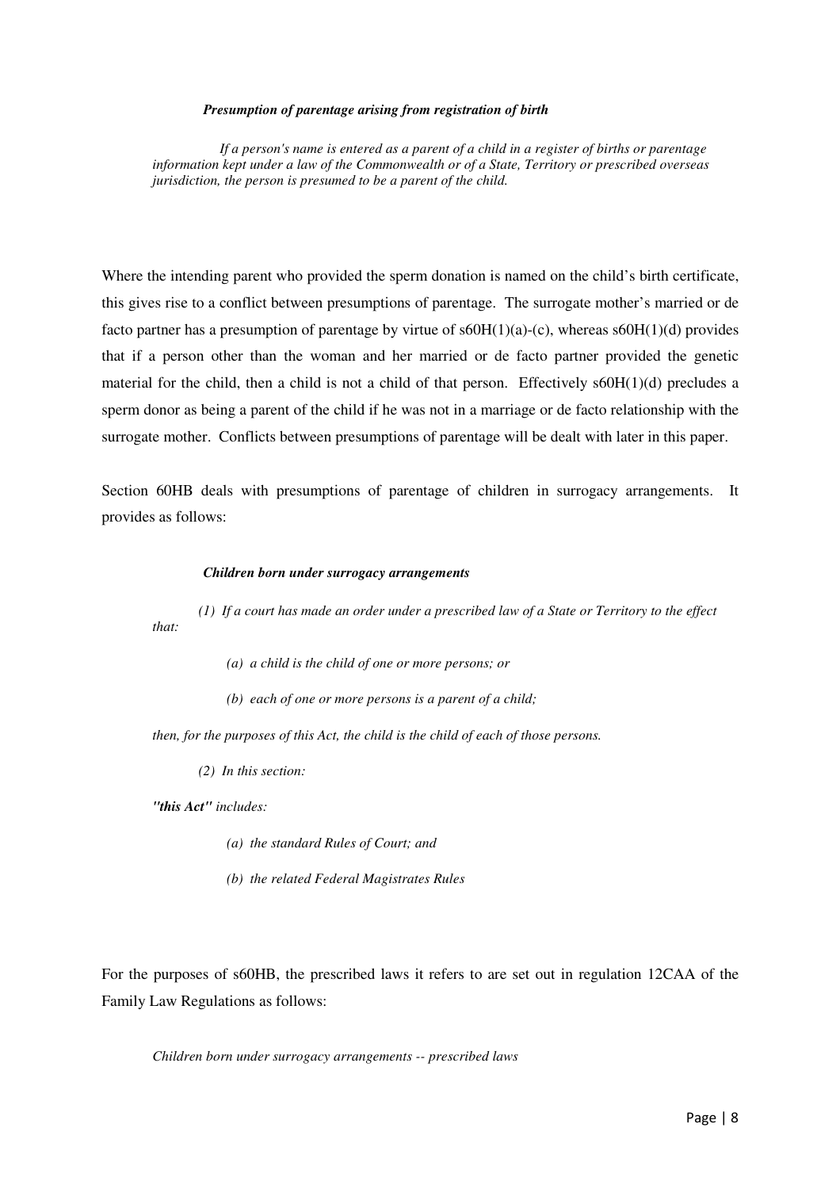*Presumption of parentage arising from registration of birth*

> *If a person's name is entered as a parent of a child in a register of births or parentage information kept under a law of the Commonwealth or of a State, Territory or prescribed overseas jurisdiction, the person is presumed to be a parent of the child.*

Where the intending parent who provided the sperm donation is named on the child's birth certificate, this gives rise to a conflict between presumptions of parentage. The surrogate mother's married or de facto partner has a presumption of parentage by virtue of s60H(1)(a)-(c), whereas s60H(1)(d) provides that if a person other than the woman and her married or de facto partner provided the genetic material for the child, then a child is not a child of that person. Effectively s60H(1)(d) precludes a sperm donor as being a parent of the child if he was not in a marriage or de facto relationship with the surrogate mother. Conflicts between presumptions of parentage will be dealt with later in this paper.

Section 60HB deals with presumptions of parentage of children in surrogacy arrangements. It provides as follows:

*Children born under surrogacy arrangements*

> *(1) If a court has made an order under a prescribed law of a State or Territory to the effect that:*
>
> *(a) a child is the child of one or more persons; or*
>
> *(b) each of one or more persons is a parent of a child;*
>
> *then, for the purposes of this Act, the child is the child of each of those persons.*
>
> *(2) In this section:*
>
> ***"this Act"*** *includes:*
>
> *(a) the standard Rules of Court; and*
>
> *(b) the related Federal Magistrates Rules*

For the purposes of s60HB, the prescribed laws it refers to are set out in regulation 12CAA of the Family Law Regulations as follows:

*Children born under surrogacy arrangements -- prescribed laws*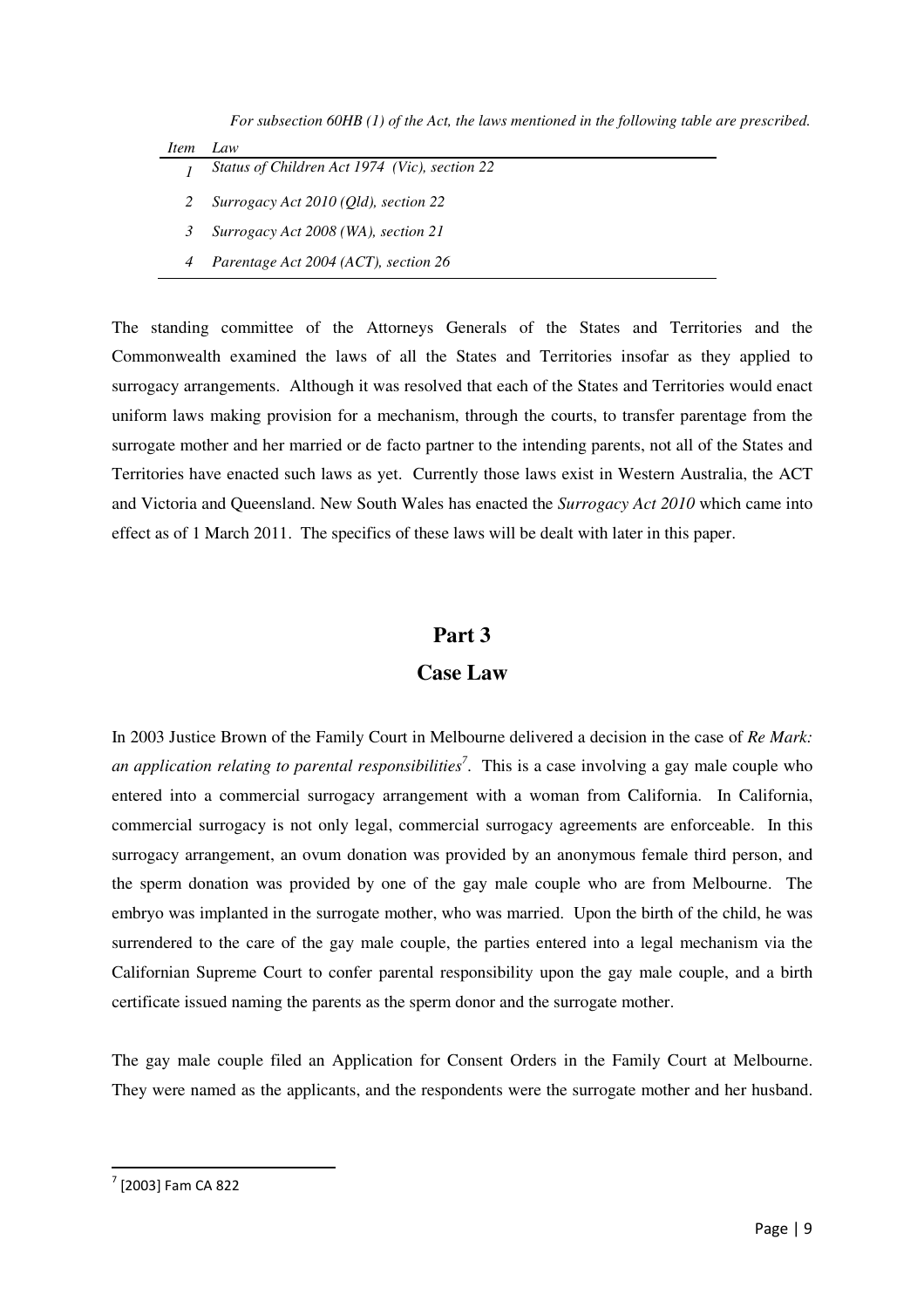*For subsection 60HB (1) of the Act, the laws mentioned in the following table are prescribed.*

| *Item* | *Law* |
|---|---|
| *1* | *Status of Children Act 1974 (Vic), section 22* |
| *2* | *Surrogacy Act 2010 (Qld), section 22* |
| *3* | *Surrogacy Act 2008 (WA), section 21* |
| *4* | *Parentage Act 2004 (ACT), section 26* |

The standing committee of the Attorneys Generals of the States and Territories and the Commonwealth examined the laws of all the States and Territories insofar as they applied to surrogacy arrangements. Although it was resolved that each of the States and Territories would enact uniform laws making provision for a mechanism, through the courts, to transfer parentage from the surrogate mother and her married or de facto partner to the intending parents, not all of the States and Territories have enacted such laws as yet. Currently those laws exist in Western Australia, the ACT and Victoria and Queensland. New South Wales has enacted the *Surrogacy Act 2010* which came into effect as of 1 March 2011. The specifics of these laws will be dealt with later in this paper.

# Part 3

## Case Law

In 2003 Justice Brown of the Family Court in Melbourne delivered a decision in the case of *Re Mark: an application relating to parental responsibilities*[7]. This is a case involving a gay male couple who entered into a commercial surrogacy arrangement with a woman from California. In California, commercial surrogacy is not only legal, commercial surrogacy agreements are enforceable. In this surrogacy arrangement, an ovum donation was provided by an anonymous female third person, and the sperm donation was provided by one of the gay male couple who are from Melbourne. The embryo was implanted in the surrogate mother, who was married. Upon the birth of the child, he was surrendered to the care of the gay male couple, the parties entered into a legal mechanism via the Californian Supreme Court to confer parental responsibility upon the gay male couple, and a birth certificate issued naming the parents as the sperm donor and the surrogate mother.

The gay male couple filed an Application for Consent Orders in the Family Court at Melbourne. They were named as the applicants, and the respondents were the surrogate mother and her husband.

[7] [2003] Fam CA 822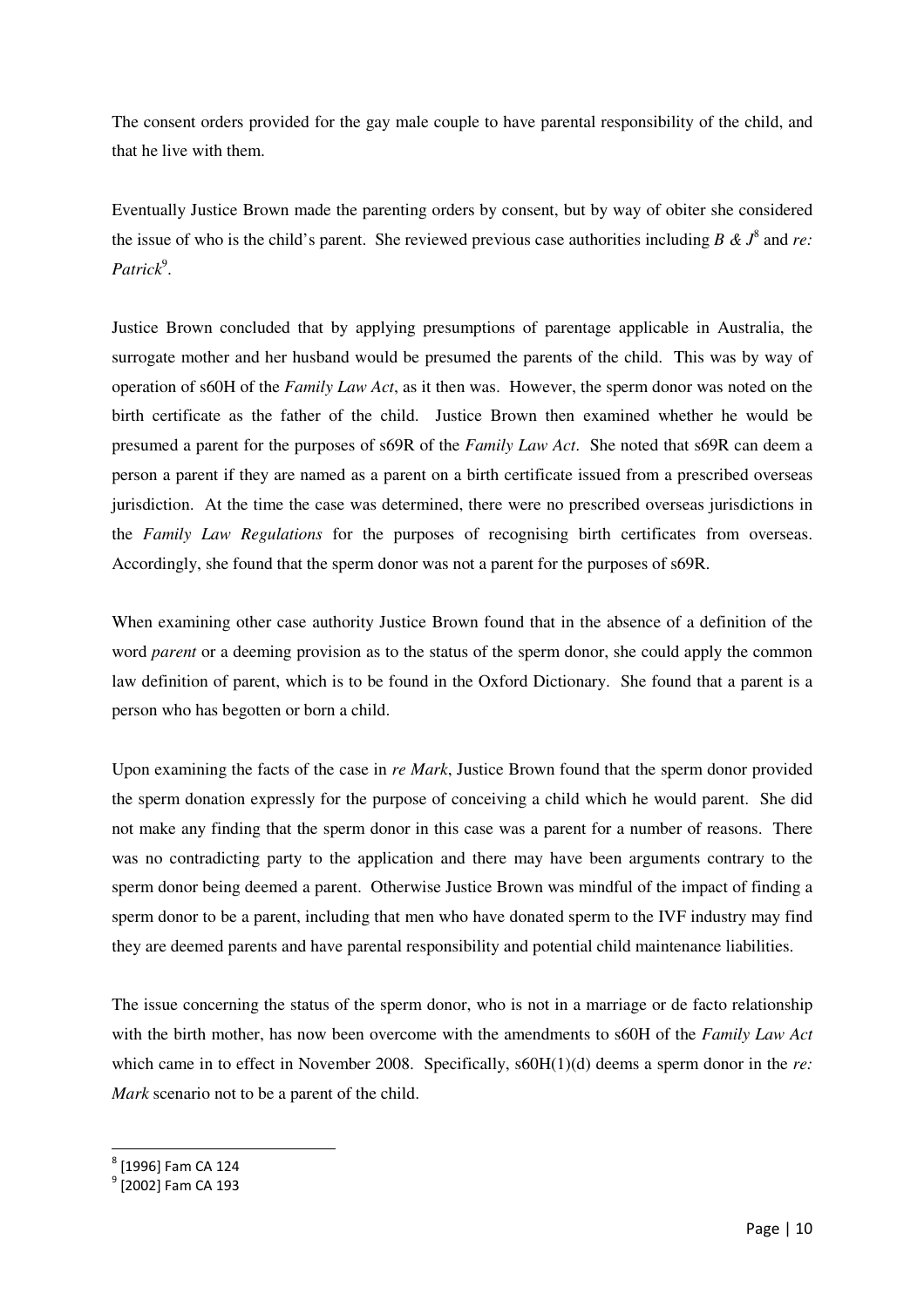The consent orders provided for the gay male couple to have parental responsibility of the child, and that he live with them.

Eventually Justice Brown made the parenting orders by consent, but by way of obiter she considered the issue of who is the child's parent. She reviewed previous case authorities including *B & J*[8] and *re: Patrick*[9].

Justice Brown concluded that by applying presumptions of parentage applicable in Australia, the surrogate mother and her husband would be presumed the parents of the child. This was by way of operation of s60H of the *Family Law Act*, as it then was. However, the sperm donor was noted on the birth certificate as the father of the child. Justice Brown then examined whether he would be presumed a parent for the purposes of s69R of the *Family Law Act*. She noted that s69R can deem a person a parent if they are named as a parent on a birth certificate issued from a prescribed overseas jurisdiction. At the time the case was determined, there were no prescribed overseas jurisdictions in the *Family Law Regulations* for the purposes of recognising birth certificates from overseas. Accordingly, she found that the sperm donor was not a parent for the purposes of s69R.

When examining other case authority Justice Brown found that in the absence of a definition of the word *parent* or a deeming provision as to the status of the sperm donor, she could apply the common law definition of parent, which is to be found in the Oxford Dictionary. She found that a parent is a person who has begotten or born a child.

Upon examining the facts of the case in *re Mark*, Justice Brown found that the sperm donor provided the sperm donation expressly for the purpose of conceiving a child which he would parent. She did not make any finding that the sperm donor in this case was a parent for a number of reasons. There was no contradicting party to the application and there may have been arguments contrary to the sperm donor being deemed a parent. Otherwise Justice Brown was mindful of the impact of finding a sperm donor to be a parent, including that men who have donated sperm to the IVF industry may find they are deemed parents and have parental responsibility and potential child maintenance liabilities.

The issue concerning the status of the sperm donor, who is not in a marriage or de facto relationship with the birth mother, has now been overcome with the amendments to s60H of the *Family Law Act* which came in to effect in November 2008. Specifically, s60H(1)(d) deems a sperm donor in the *re: Mark* scenario not to be a parent of the child.

---

[8] [1996] Fam CA 124

[9] [2002] Fam CA 193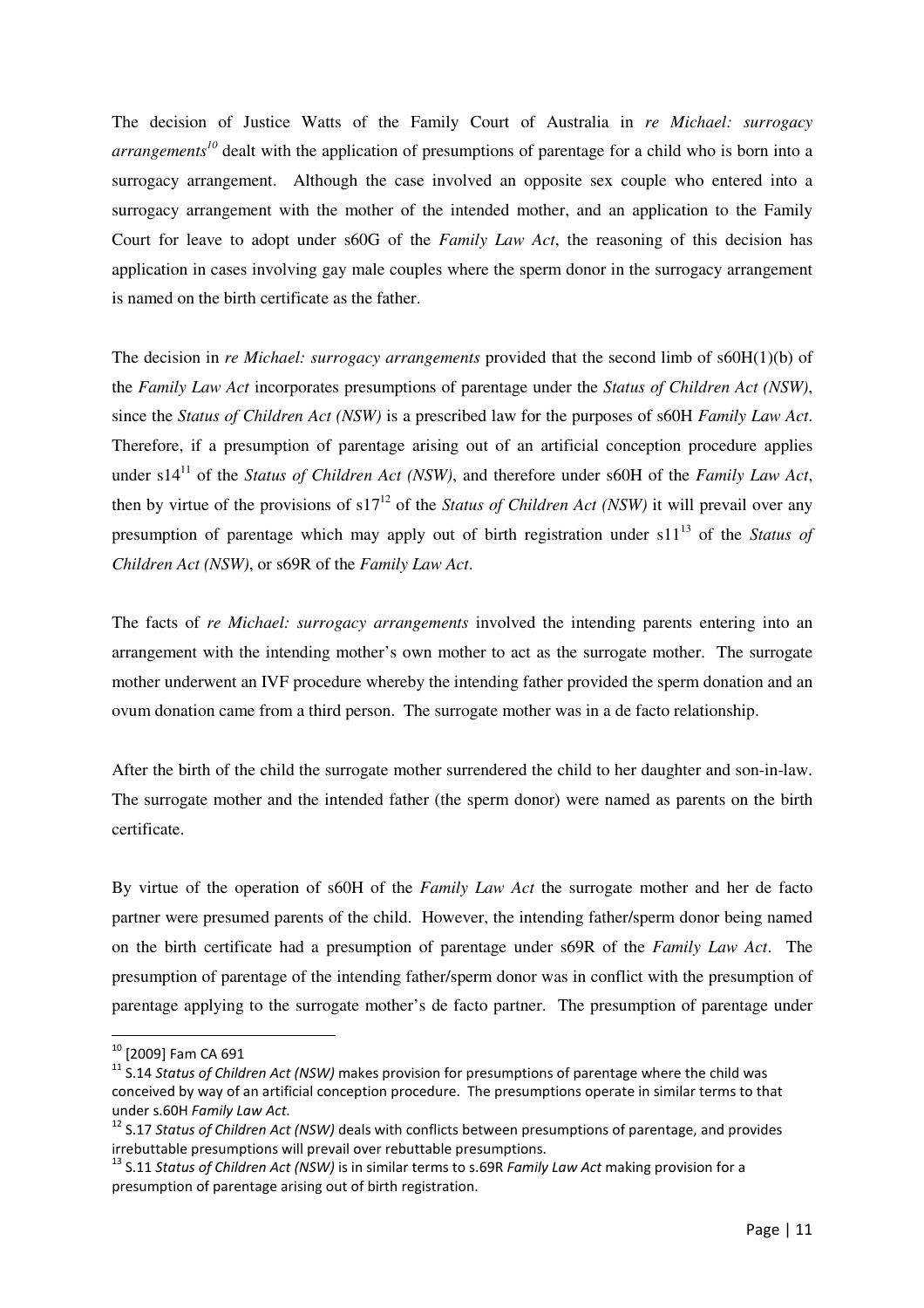The decision of Justice Watts of the Family Court of Australia in *re Michael: surrogacy arrangements*[10] dealt with the application of presumptions of parentage for a child who is born into a surrogacy arrangement. Although the case involved an opposite sex couple who entered into a surrogacy arrangement with the mother of the intended mother, and an application to the Family Court for leave to adopt under s60G of the *Family Law Act*, the reasoning of this decision has application in cases involving gay male couples where the sperm donor in the surrogacy arrangement is named on the birth certificate as the father.

The decision in *re Michael: surrogacy arrangements* provided that the second limb of s60H(1)(b) of the *Family Law Act* incorporates presumptions of parentage under the *Status of Children Act (NSW)*, since the *Status of Children Act (NSW)* is a prescribed law for the purposes of s60H *Family Law Act*. Therefore, if a presumption of parentage arising out of an artificial conception procedure applies under s14[11] of the *Status of Children Act (NSW)*, and therefore under s60H of the *Family Law Act*, then by virtue of the provisions of s17[12] of the *Status of Children Act (NSW)* it will prevail over any presumption of parentage which may apply out of birth registration under s11[13] of the *Status of Children Act (NSW)*, or s69R of the *Family Law Act*.

The facts of *re Michael: surrogacy arrangements* involved the intending parents entering into an arrangement with the intending mother's own mother to act as the surrogate mother. The surrogate mother underwent an IVF procedure whereby the intending father provided the sperm donation and an ovum donation came from a third person. The surrogate mother was in a de facto relationship.

After the birth of the child the surrogate mother surrendered the child to her daughter and son-in-law. The surrogate mother and the intended father (the sperm donor) were named as parents on the birth certificate.

By virtue of the operation of s60H of the *Family Law Act* the surrogate mother and her de facto partner were presumed parents of the child. However, the intending father/sperm donor being named on the birth certificate had a presumption of parentage under s69R of the *Family Law Act*. The presumption of parentage of the intending father/sperm donor was in conflict with the presumption of parentage applying to the surrogate mother's de facto partner. The presumption of parentage under

---

[10] [2009] Fam CA 691

[11] S.14 *Status of Children Act (NSW)* makes provision for presumptions of parentage where the child was conceived by way of an artificial conception procedure. The presumptions operate in similar terms to that under s.60H *Family Law Act.*

[12] S.17 *Status of Children Act (NSW)* deals with conflicts between presumptions of parentage, and provides irrebuttable presumptions will prevail over rebuttable presumptions.

[13] S.11 *Status of Children Act (NSW)* is in similar terms to s.69R *Family Law Act* making provision for a presumption of parentage arising out of birth registration.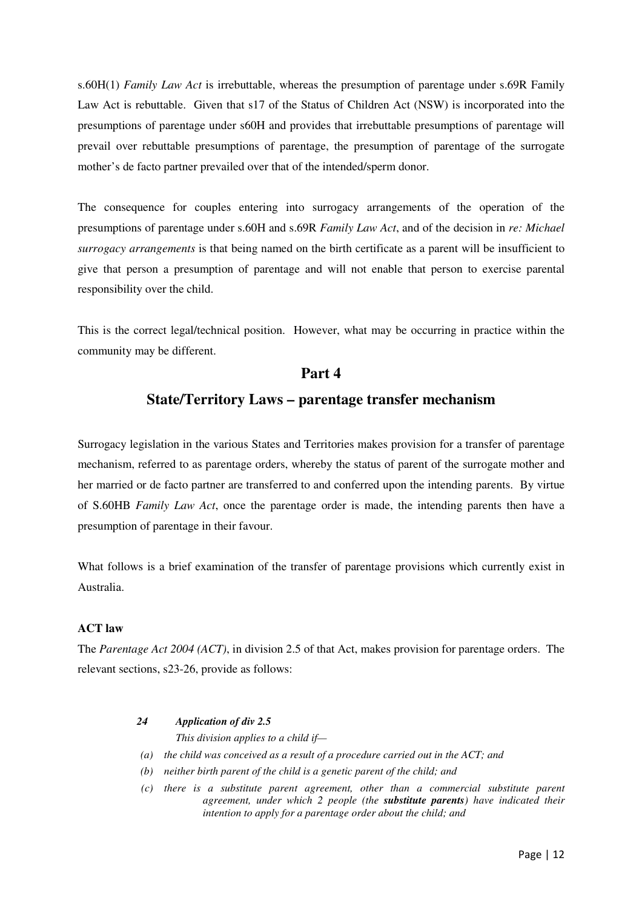s.60H(1) *Family Law Act* is irrebuttable, whereas the presumption of parentage under s.69R Family Law Act is rebuttable. Given that s17 of the Status of Children Act (NSW) is incorporated into the presumptions of parentage under s60H and provides that irrebuttable presumptions of parentage will prevail over rebuttable presumptions of parentage, the presumption of parentage of the surrogate mother's de facto partner prevailed over that of the intended/sperm donor.

The consequence for couples entering into surrogacy arrangements of the operation of the presumptions of parentage under s.60H and s.69R *Family Law Act*, and of the decision in *re: Michael surrogacy arrangements* is that being named on the birth certificate as a parent will be insufficient to give that person a presumption of parentage and will not enable that person to exercise parental responsibility over the child.

This is the correct legal/technical position. However, what may be occurring in practice within the community may be different.

## Part 4

## State/Territory Laws – parentage transfer mechanism

Surrogacy legislation in the various States and Territories makes provision for a transfer of parentage mechanism, referred to as parentage orders, whereby the status of parent of the surrogate mother and her married or de facto partner are transferred to and conferred upon the intending parents. By virtue of S.60HB *Family Law Act*, once the parentage order is made, the intending parents then have a presumption of parentage in their favour.

What follows is a brief examination of the transfer of parentage provisions which currently exist in Australia.

**ACT law**

The *Parentage Act 2004 (ACT)*, in division 2.5 of that Act, makes provision for parentage orders. The relevant sections, s23-26, provide as follows:

***24 Application of div 2.5***

*This division applies to a child if—*

*(a) the child was conceived as a result of a procedure carried out in the ACT; and*

*(b) neither birth parent of the child is a genetic parent of the child; and*

*(c) there is a substitute parent agreement, other than a commercial substitute parent agreement, under which 2 people (the* ***substitute parents****) have indicated their intention to apply for a parentage order about the child; and*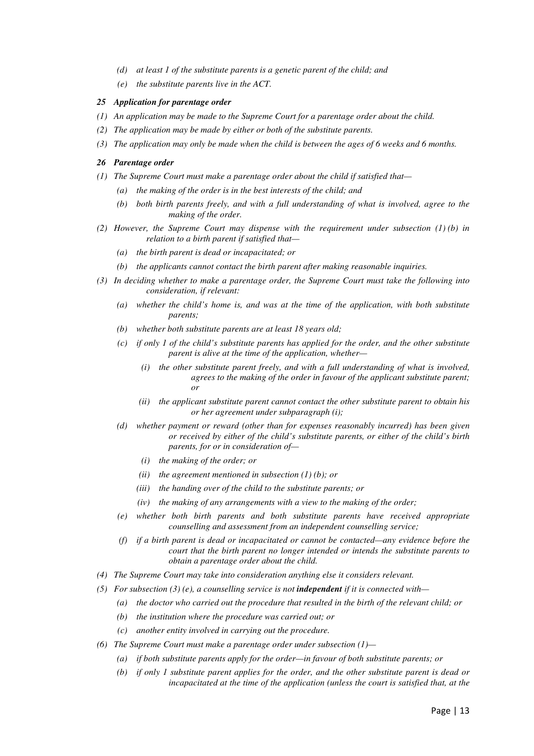*(d) at least 1 of the substitute parents is a genetic parent of the child; and*

*(e) the substitute parents live in the ACT.*

***25 Application for parentage order***

*(1) An application may be made to the Supreme Court for a parentage order about the child.*

*(2) The application may be made by either or both of the substitute parents.*

*(3) The application may only be made when the child is between the ages of 6 weeks and 6 months.*

***26 Parentage order***

*(1) The Supreme Court must make a parentage order about the child if satisfied that—*

*(a) the making of the order is in the best interests of the child; and*

*(b) both birth parents freely, and with a full understanding of what is involved, agree to the making of the order.*

*(2) However, the Supreme Court may dispense with the requirement under subsection (1) (b) in relation to a birth parent if satisfied that—*

*(a) the birth parent is dead or incapacitated; or*

*(b) the applicants cannot contact the birth parent after making reasonable inquiries.*

*(3) In deciding whether to make a parentage order, the Supreme Court must take the following into consideration, if relevant:*

*(a) whether the child's home is, and was at the time of the application, with both substitute parents;*

*(b) whether both substitute parents are at least 18 years old;*

*(c) if only 1 of the child's substitute parents has applied for the order, and the other substitute parent is alive at the time of the application, whether—*

*(i) the other substitute parent freely, and with a full understanding of what is involved, agrees to the making of the order in favour of the applicant substitute parent; or*

*(ii) the applicant substitute parent cannot contact the other substitute parent to obtain his or her agreement under subparagraph (i);*

*(d) whether payment or reward (other than for expenses reasonably incurred) has been given or received by either of the child's substitute parents, or either of the child's birth parents, for or in consideration of—*

*(i) the making of the order; or*

*(ii) the agreement mentioned in subsection (1) (b); or*

*(iii) the handing over of the child to the substitute parents; or*

*(iv) the making of any arrangements with a view to the making of the order;*

*(e) whether both birth parents and both substitute parents have received appropriate counselling and assessment from an independent counselling service;*

*(f) if a birth parent is dead or incapacitated or cannot be contacted—any evidence before the court that the birth parent no longer intended or intends the substitute parents to obtain a parentage order about the child.*

*(4) The Supreme Court may take into consideration anything else it considers relevant.*

*(5) For subsection (3) (e), a counselling service is not **independent** if it is connected with—*

*(a) the doctor who carried out the procedure that resulted in the birth of the relevant child; or*

*(b) the institution where the procedure was carried out; or*

*(c) another entity involved in carrying out the procedure.*

*(6) The Supreme Court must make a parentage order under subsection (1)—*

*(a) if both substitute parents apply for the order—in favour of both substitute parents; or*

*(b) if only 1 substitute parent applies for the order, and the other substitute parent is dead or incapacitated at the time of the application (unless the court is satisfied that, at the*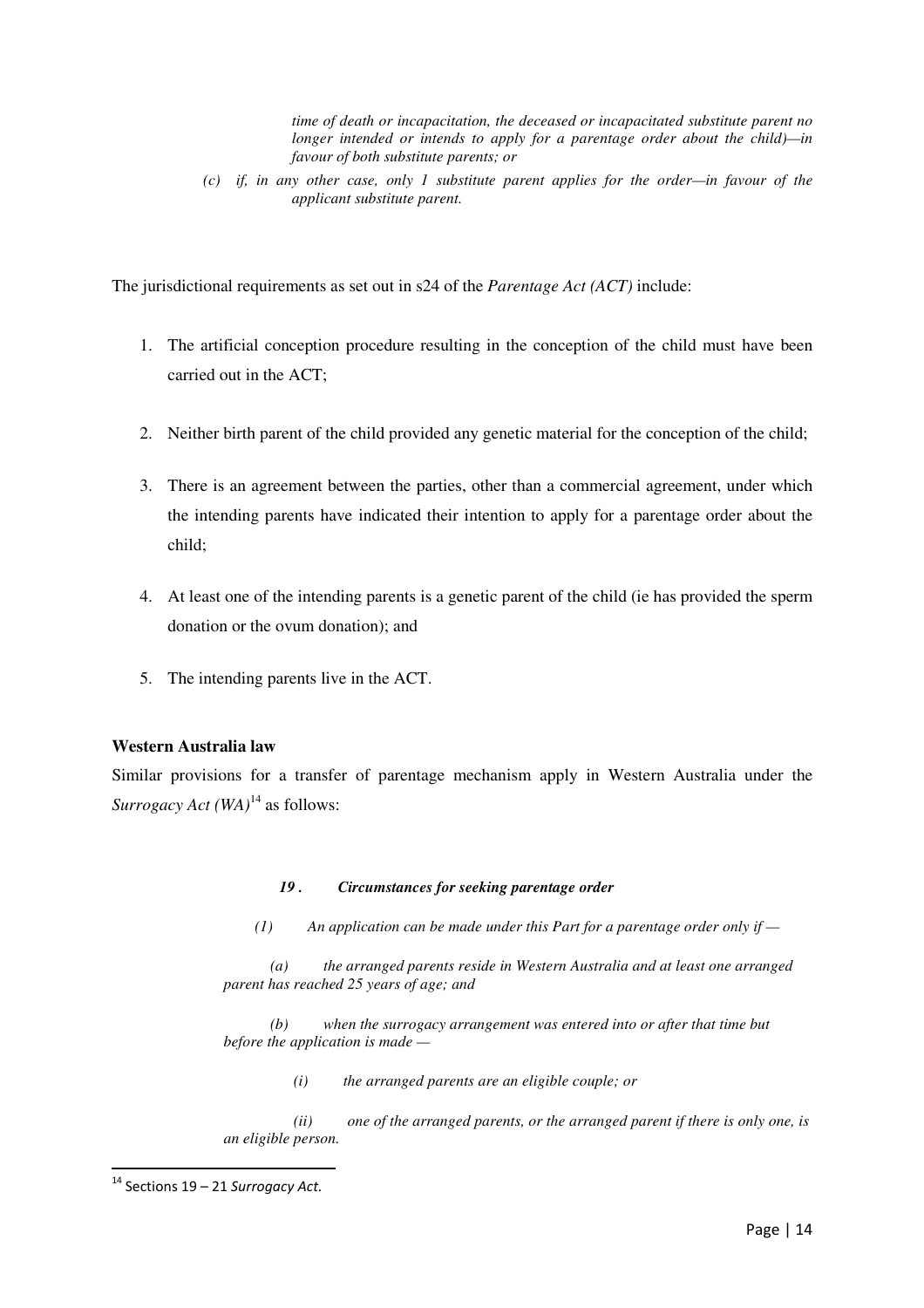*time of death or incapacitation, the deceased or incapacitated substitute parent no longer intended or intends to apply for a parentage order about the child)—in favour of both substitute parents; or*

*(c) if, in any other case, only 1 substitute parent applies for the order—in favour of the applicant substitute parent.*

The jurisdictional requirements as set out in s24 of the *Parentage Act (ACT)* include:

1. The artificial conception procedure resulting in the conception of the child must have been carried out in the ACT;
2. Neither birth parent of the child provided any genetic material for the conception of the child;
3. There is an agreement between the parties, other than a commercial agreement, under which the intending parents have indicated their intention to apply for a parentage order about the child;
4. At least one of the intending parents is a genetic parent of the child (ie has provided the sperm donation or the ovum donation); and
5. The intending parents live in the ACT.

**Western Australia law**

Similar provisions for a transfer of parentage mechanism apply in Western Australia under the *Surrogacy Act (WA)*[14] as follows:

***19 . Circumstances for seeking parentage order***

*(1) An application can be made under this Part for a parentage order only if —*

*(a) the arranged parents reside in Western Australia and at least one arranged parent has reached 25 years of age; and*

*(b) when the surrogacy arrangement was entered into or after that time but before the application is made —*

*(i) the arranged parents are an eligible couple; or*

*(ii) one of the arranged parents, or the arranged parent if there is only one, is an eligible person.*

[14] Sections 19 – 21 *Surrogacy Act.*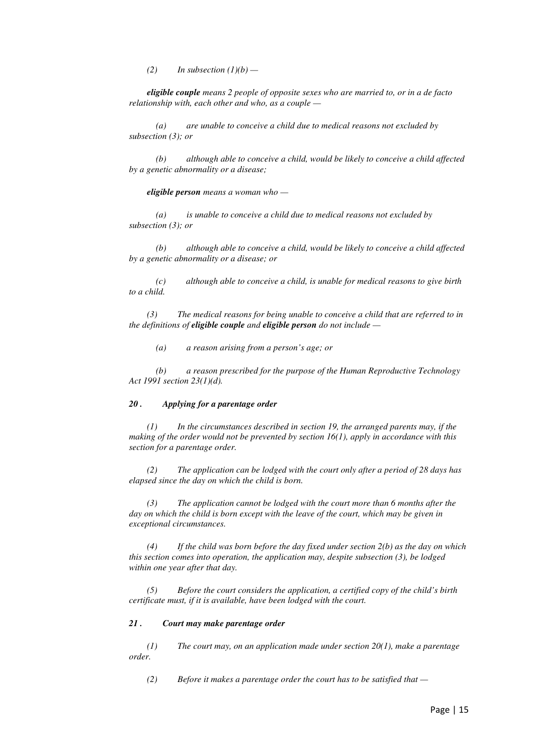*(2) In subsection (1)(b) —*

***eligible couple** means 2 people of opposite sexes who are married to, or in a de facto relationship with, each other and who, as a couple —*

*(a) are unable to conceive a child due to medical reasons not excluded by subsection (3); or*

*(b) although able to conceive a child, would be likely to conceive a child affected by a genetic abnormality or a disease;*

***eligible person** means a woman who —*

*(a) is unable to conceive a child due to medical reasons not excluded by subsection (3); or*

*(b) although able to conceive a child, would be likely to conceive a child affected by a genetic abnormality or a disease; or*

*(c) although able to conceive a child, is unable for medical reasons to give birth to a child.*

*(3) The medical reasons for being unable to conceive a child that are referred to in the definitions of **eligible couple** and **eligible person** do not include —*

*(a) a reason arising from a person's age; or*

*(b) a reason prescribed for the purpose of the Human Reproductive Technology Act 1991 section 23(1)(d).*

***20 . Applying for a parentage order***

*(1) In the circumstances described in section 19, the arranged parents may, if the making of the order would not be prevented by section 16(1), apply in accordance with this section for a parentage order.*

*(2) The application can be lodged with the court only after a period of 28 days has elapsed since the day on which the child is born.*

*(3) The application cannot be lodged with the court more than 6 months after the day on which the child is born except with the leave of the court, which may be given in exceptional circumstances.*

*(4) If the child was born before the day fixed under section 2(b) as the day on which this section comes into operation, the application may, despite subsection (3), be lodged within one year after that day.*

*(5) Before the court considers the application, a certified copy of the child's birth certificate must, if it is available, have been lodged with the court.*

***21 . Court may make parentage order***

*(1) The court may, on an application made under section 20(1), make a parentage order.*

*(2) Before it makes a parentage order the court has to be satisfied that —*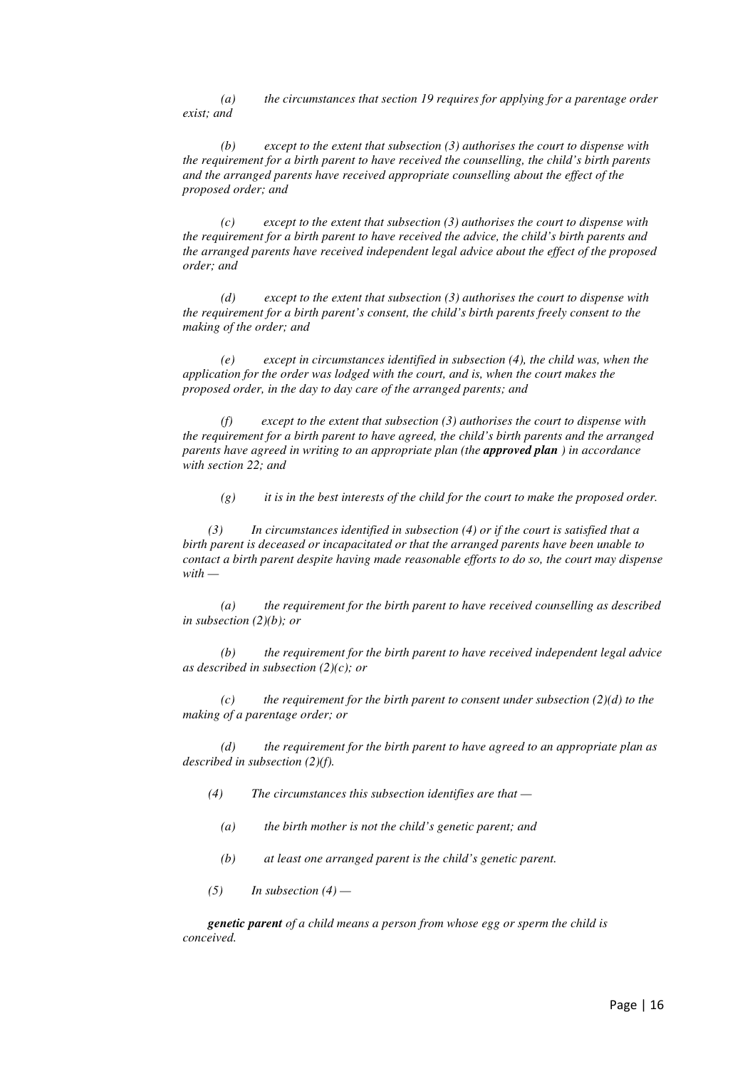*(a) the circumstances that section 19 requires for applying for a parentage order exist; and*

*(b) except to the extent that subsection (3) authorises the court to dispense with the requirement for a birth parent to have received the counselling, the child's birth parents and the arranged parents have received appropriate counselling about the effect of the proposed order; and*

*(c) except to the extent that subsection (3) authorises the court to dispense with the requirement for a birth parent to have received the advice, the child's birth parents and the arranged parents have received independent legal advice about the effect of the proposed order; and*

*(d) except to the extent that subsection (3) authorises the court to dispense with the requirement for a birth parent's consent, the child's birth parents freely consent to the making of the order; and*

*(e) except in circumstances identified in subsection (4), the child was, when the application for the order was lodged with the court, and is, when the court makes the proposed order, in the day to day care of the arranged parents; and*

*(f) except to the extent that subsection (3) authorises the court to dispense with the requirement for a birth parent to have agreed, the child's birth parents and the arranged parents have agreed in writing to an appropriate plan (the **approved plan** ) in accordance with section 22; and*

*(g) it is in the best interests of the child for the court to make the proposed order.*

*(3) In circumstances identified in subsection (4) or if the court is satisfied that a birth parent is deceased or incapacitated or that the arranged parents have been unable to contact a birth parent despite having made reasonable efforts to do so, the court may dispense with —*

*(a) the requirement for the birth parent to have received counselling as described in subsection (2)(b); or*

*(b) the requirement for the birth parent to have received independent legal advice as described in subsection (2)(c); or*

*(c) the requirement for the birth parent to consent under subsection (2)(d) to the making of a parentage order; or*

*(d) the requirement for the birth parent to have agreed to an appropriate plan as described in subsection (2)(f).*

*(4) The circumstances this subsection identifies are that —*

*(a) the birth mother is not the child's genetic parent; and*

*(b) at least one arranged parent is the child's genetic parent.*

*(5) In subsection (4) —*

***genetic parent** of a child means a person from whose egg or sperm the child is conceived.*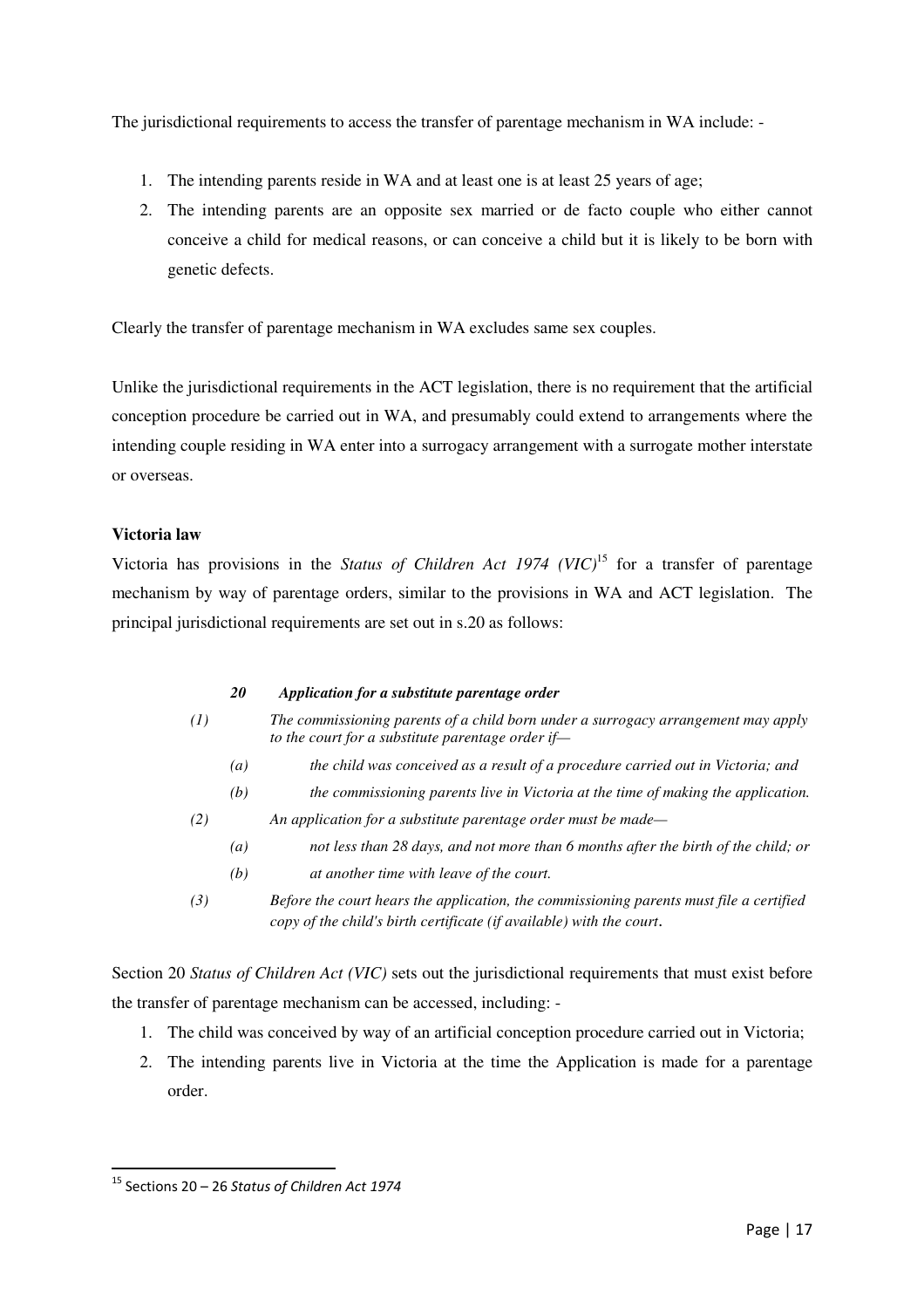The jurisdictional requirements to access the transfer of parentage mechanism in WA include: -

1. The intending parents reside in WA and at least one is at least 25 years of age;
2. The intending parents are an opposite sex married or de facto couple who either cannot conceive a child for medical reasons, or can conceive a child but it is likely to be born with genetic defects.

Clearly the transfer of parentage mechanism in WA excludes same sex couples.

Unlike the jurisdictional requirements in the ACT legislation, there is no requirement that the artificial conception procedure be carried out in WA, and presumably could extend to arrangements where the intending couple residing in WA enter into a surrogacy arrangement with a surrogate mother interstate or overseas.

**Victoria law**

Victoria has provisions in the *Status of Children Act 1974 (VIC)*[15] for a transfer of parentage mechanism by way of parentage orders, similar to the provisions in WA and ACT legislation. The principal jurisdictional requirements are set out in s.20 as follows:

> ***20 Application for a substitute parentage order***
>
> *(1) The commissioning parents of a child born under a surrogacy arrangement may apply to the court for a substitute parentage order if—*
>
> *(a) the child was conceived as a result of a procedure carried out in Victoria; and*
>
> *(b) the commissioning parents live in Victoria at the time of making the application.*
>
> *(2) An application for a substitute parentage order must be made—*
>
> *(a) not less than 28 days, and not more than 6 months after the birth of the child; or*
>
> *(b) at another time with leave of the court.*
>
> *(3) Before the court hears the application, the commissioning parents must file a certified copy of the child's birth certificate (if available) with the court.*

Section 20 *Status of Children Act (VIC)* sets out the jurisdictional requirements that must exist before the transfer of parentage mechanism can be accessed, including: -

1. The child was conceived by way of an artificial conception procedure carried out in Victoria;
2. The intending parents live in Victoria at the time the Application is made for a parentage order.

---

[15] Sections 20 – 26 *Status of Children Act 1974*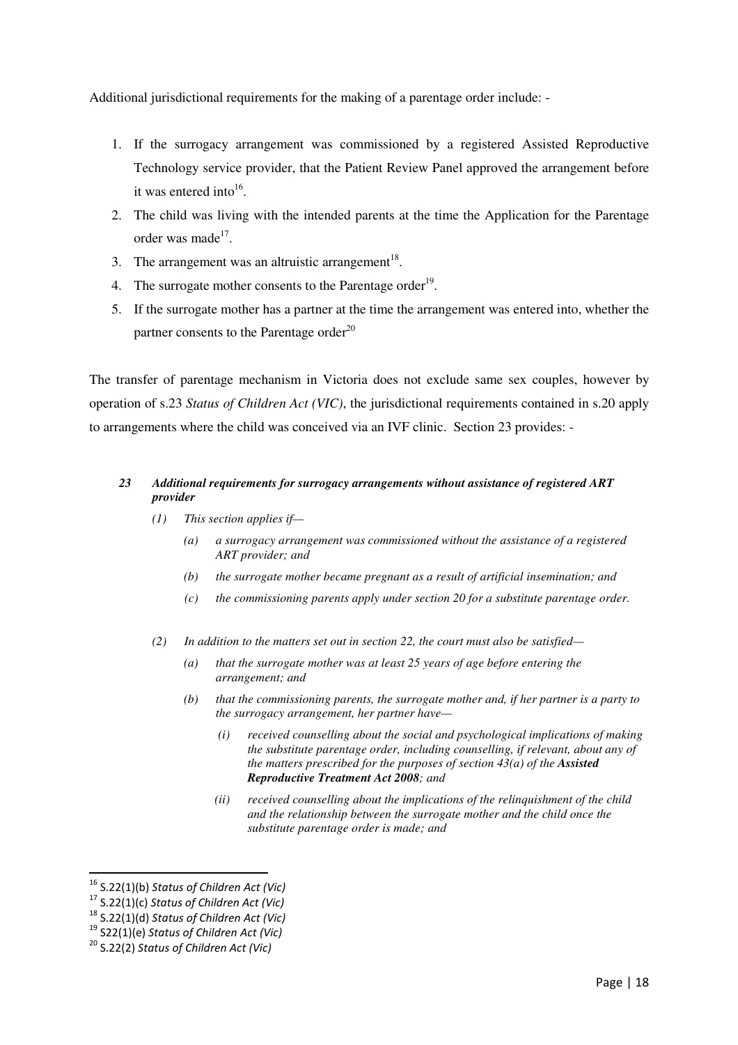Additional jurisdictional requirements for the making of a parentage order include: -

1. If the surrogacy arrangement was commissioned by a registered Assisted Reproductive Technology service provider, that the Patient Review Panel approved the arrangement before it was entered into[16].
2. The child was living with the intended parents at the time the Application for the Parentage order was made[17].
3. The arrangement was an altruistic arrangement[18].
4. The surrogate mother consents to the Parentage order[19].
5. If the surrogate mother has a partner at the time the arrangement was entered into, whether the partner consents to the Parentage order[20]

The transfer of parentage mechanism in Victoria does not exclude same sex couples, however by operation of s.23 *Status of Children Act (VIC)*, the jurisdictional requirements contained in s.20 apply to arrangements where the child was conceived via an IVF clinic. Section 23 provides: -

> ***23 Additional requirements for surrogacy arrangements without assistance of registered ART provider***
>
> *(1) This section applies if—*
>
> *(a) a surrogacy arrangement was commissioned without the assistance of a registered ART provider; and*
>
> *(b) the surrogate mother became pregnant as a result of artificial insemination; and*
>
> *(c) the commissioning parents apply under section 20 for a substitute parentage order.*
>
> *(2) In addition to the matters set out in section 22, the court must also be satisfied—*
>
> *(a) that the surrogate mother was at least 25 years of age before entering the arrangement; and*
>
> *(b) that the commissioning parents, the surrogate mother and, if her partner is a party to the surrogacy arrangement, her partner have—*
>
> *(i) received counselling about the social and psychological implications of making the substitute parentage order, including counselling, if relevant, about any of the matters prescribed for the purposes of section 43(a) of the* ***Assisted Reproductive Treatment Act 2008****; and*
>
> *(ii) received counselling about the implications of the relinquishment of the child and the relationship between the surrogate mother and the child once the substitute parentage order is made; and*

---

[16] S.22(1)(b) *Status of Children Act (Vic)*

[17] S.22(1)(c) *Status of Children Act (Vic)*

[18] S.22(1)(d) *Status of Children Act (Vic)*

[19] S22(1)(e) *Status of Children Act (Vic)*

[20] S.22(2) *Status of Children Act (Vic)*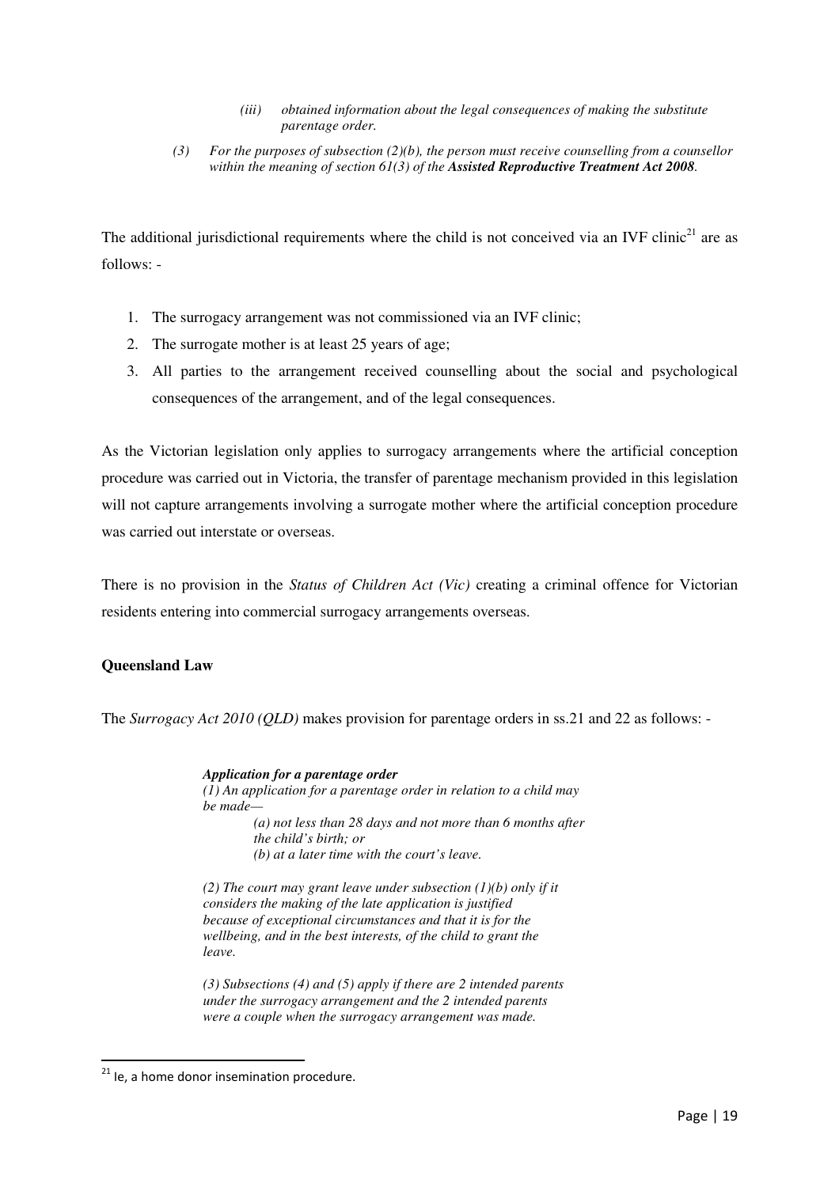> *(iii) obtained information about the legal consequences of making the substitute parentage order.*
>
> *(3) For the purposes of subsection (2)(b), the person must receive counselling from a counsellor within the meaning of section 61(3) of the* ***Assisted Reproductive Treatment Act 2008****.*

The additional jurisdictional requirements where the child is not conceived via an IVF clinic[21] are as follows: -

1. The surrogacy arrangement was not commissioned via an IVF clinic;
2. The surrogate mother is at least 25 years of age;
3. All parties to the arrangement received counselling about the social and psychological consequences of the arrangement, and of the legal consequences.

As the Victorian legislation only applies to surrogacy arrangements where the artificial conception procedure was carried out in Victoria, the transfer of parentage mechanism provided in this legislation will not capture arrangements involving a surrogate mother where the artificial conception procedure was carried out interstate or overseas.

There is no provision in the *Status of Children Act (Vic)* creating a criminal offence for Victorian residents entering into commercial surrogacy arrangements overseas.

**Queensland Law**

The *Surrogacy Act 2010 (QLD)* makes provision for parentage orders in ss.21 and 22 as follows: -

> ***Application for a parentage order***
>
> *(1) An application for a parentage order in relation to a child may be made—*
>
> *(a) not less than 28 days and not more than 6 months after the child's birth; or*
>
> *(b) at a later time with the court's leave.*
>
> *(2) The court may grant leave under subsection (1)(b) only if it considers the making of the late application is justified because of exceptional circumstances and that it is for the wellbeing, and in the best interests, of the child to grant the leave.*
>
> *(3) Subsections (4) and (5) apply if there are 2 intended parents under the surrogacy arrangement and the 2 intended parents were a couple when the surrogacy arrangement was made.*

[21] Ie, a home donor insemination procedure.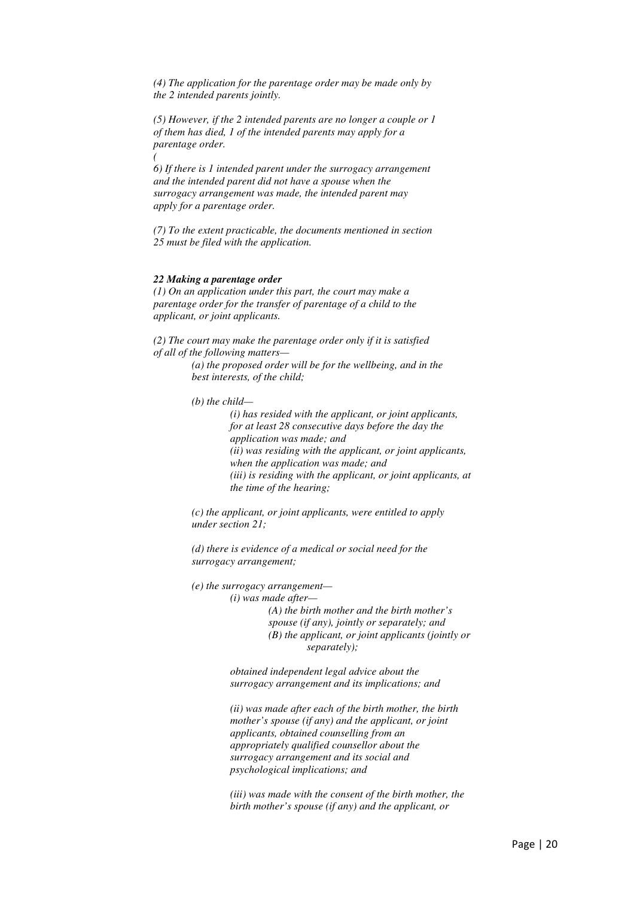*(4) The application for the parentage order may be made only by the 2 intended parents jointly.*

*(5) However, if the 2 intended parents are no longer a couple or 1 of them has died, 1 of the intended parents may apply for a parentage order.*

*(6) If there is 1 intended parent under the surrogacy arrangement and the intended parent did not have a spouse when the surrogacy arrangement was made, the intended parent may apply for a parentage order.*

*(7) To the extent practicable, the documents mentioned in section 25 must be filed with the application.*

***22 Making a parentage order***

*(1) On an application under this part, the court may make a parentage order for the transfer of parentage of a child to the applicant, or joint applicants.*

*(2) The court may make the parentage order only if it is satisfied of all of the following matters—*

> *(a) the proposed order will be for the wellbeing, and in the best interests, of the child;*
>
> *(b) the child—*
>
> > *(i) has resided with the applicant, or joint applicants, for at least 28 consecutive days before the day the application was made; and*
> > *(ii) was residing with the applicant, or joint applicants, when the application was made; and*
> > *(iii) is residing with the applicant, or joint applicants, at the time of the hearing;*
>
> *(c) the applicant, or joint applicants, were entitled to apply under section 21;*
>
> *(d) there is evidence of a medical or social need for the surrogacy arrangement;*
>
> *(e) the surrogacy arrangement—*
>
> > *(i) was made after—*
> >
> > > *(A) the birth mother and the birth mother's spouse (if any), jointly or separately; and*
> > > *(B) the applicant, or joint applicants (jointly or separately);*
> >
> > *obtained independent legal advice about the surrogacy arrangement and its implications; and*
> >
> > *(ii) was made after each of the birth mother, the birth mother's spouse (if any) and the applicant, or joint applicants, obtained counselling from an appropriately qualified counsellor about the surrogacy arrangement and its social and psychological implications; and*
> >
> > *(iii) was made with the consent of the birth mother, the birth mother's spouse (if any) and the applicant, or*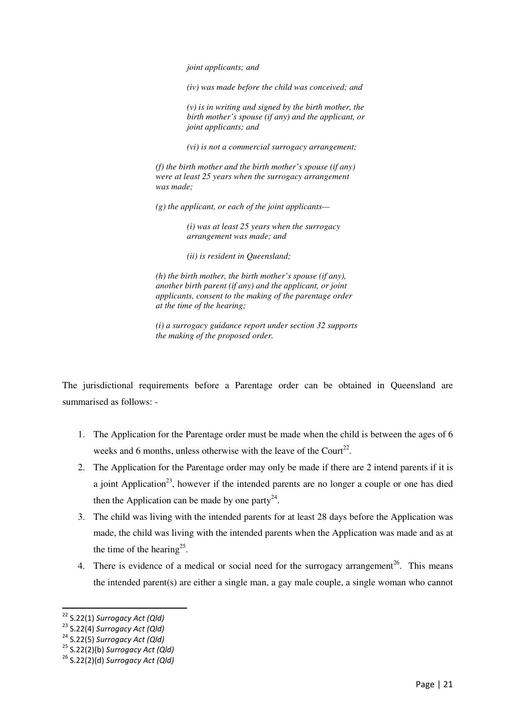> *joint applicants; and*
>
> *(iv) was made before the child was conceived; and*
>
> *(v) is in writing and signed by the birth mother, the birth mother's spouse (if any) and the applicant, or joint applicants; and*
>
> *(vi) is not a commercial surrogacy arrangement;*
>
> *(f) the birth mother and the birth mother's spouse (if any) were at least 25 years when the surrogacy arrangement was made;*
>
> *(g) the applicant, or each of the joint applicants—*
>
> *(i) was at least 25 years when the surrogacy arrangement was made; and*
>
> *(ii) is resident in Queensland;*
>
> *(h) the birth mother, the birth mother's spouse (if any), another birth parent (if any) and the applicant, or joint applicants, consent to the making of the parentage order at the time of the hearing;*
>
> *(i) a surrogacy guidance report under section 32 supports the making of the proposed order.*

The jurisdictional requirements before a Parentage order can be obtained in Queensland are summarised as follows: -

1. The Application for the Parentage order must be made when the child is between the ages of 6 weeks and 6 months, unless otherwise with the leave of the Court[22].
2. The Application for the Parentage order may only be made if there are 2 intend parents if it is a joint Application[23], however if the intended parents are no longer a couple or one has died then the Application can be made by one party[24].
3. The child was living with the intended parents for at least 28 days before the Application was made, the child was living with the intended parents when the Application was made and as at the time of the hearing[25].
4. There is evidence of a medical or social need for the surrogacy arrangement[26]. This means the intended parent(s) are either a single man, a gay male couple, a single woman who cannot

---

[22] S.22(1) *Surrogacy Act (Qld)*

[23] S.22(4) *Surrogacy Act (Qld)*

[24] S.22(5) *Surrogacy Act (Qld)*

[25] S.22(2)(b) *Surrogacy Act (Qld)*

[26] S.22(2)(d) *Surrogacy Act (Qld)*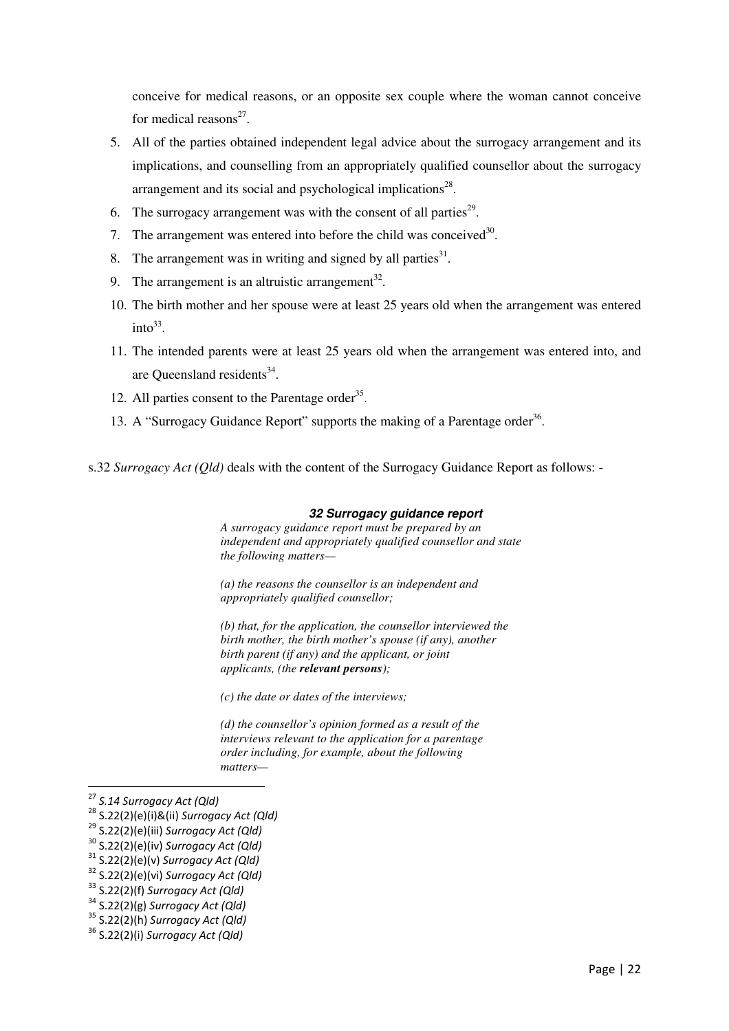conceive for medical reasons, or an opposite sex couple where the woman cannot conceive for medical reasons[27].

5. All of the parties obtained independent legal advice about the surrogacy arrangement and its implications, and counselling from an appropriately qualified counsellor about the surrogacy arrangement and its social and psychological implications[28].
6. The surrogacy arrangement was with the consent of all parties[29].
7. The arrangement was entered into before the child was conceived[30].
8. The arrangement was in writing and signed by all parties[31].
9. The arrangement is an altruistic arrangement[32].
10. The birth mother and her spouse were at least 25 years old when the arrangement was entered into[33].
11. The intended parents were at least 25 years old when the arrangement was entered into, and are Queensland residents[34].
12. All parties consent to the Parentage order[35].
13. A "Surrogacy Guidance Report" supports the making of a Parentage order[36].

s.32 *Surrogacy Act (Qld)* deals with the content of the Surrogacy Guidance Report as follows: -

> ***32 Surrogacy guidance report***
>
> *A surrogacy guidance report must be prepared by an independent and appropriately qualified counsellor and state the following matters—*
>
> *(a) the reasons the counsellor is an independent and appropriately qualified counsellor;*
>
> *(b) that, for the application, the counsellor interviewed the birth mother, the birth mother's spouse (if any), another birth parent (if any) and the applicant, or joint applicants, (the **relevant persons**);*
>
> *(c) the date or dates of the interviews;*
>
> *(d) the counsellor's opinion formed as a result of the interviews relevant to the application for a parentage order including, for example, about the following matters—*

[27] *S.14 Surrogacy Act (Qld)*
[28] S.22(2)(e)(i)&(ii) *Surrogacy Act (Qld)*
[29] S.22(2)(e)(iii) *Surrogacy Act (Qld)*
[30] S.22(2)(e)(iv) *Surrogacy Act (Qld)*
[31] S.22(2)(e)(v) *Surrogacy Act (Qld)*
[32] S.22(2)(e)(vi) *Surrogacy Act (Qld)*
[33] S.22(2)(f) *Surrogacy Act (Qld)*
[34] S.22(2)(g) *Surrogacy Act (Qld)*
[35] S.22(2)(h) *Surrogacy Act (Qld)*
[36] S.22(2)(i) *Surrogacy Act (Qld)*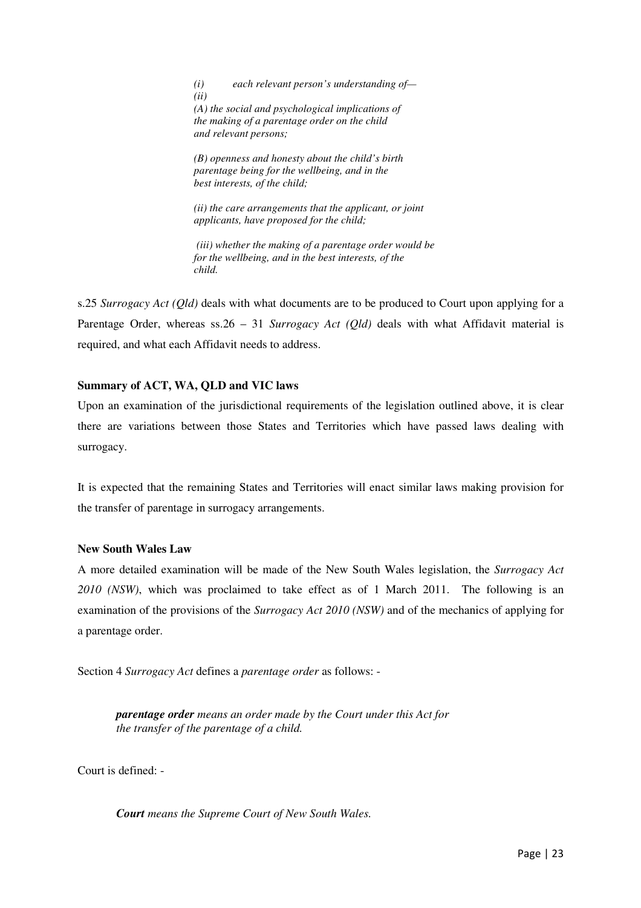> *(i) each relevant person's understanding of—*
> *(ii)*
> *(A) the social and psychological implications of the making of a parentage order on the child and relevant persons;*
>
> *(B) openness and honesty about the child's birth parentage being for the wellbeing, and in the best interests, of the child;*
>
> *(ii) the care arrangements that the applicant, or joint applicants, have proposed for the child;*
>
> *(iii) whether the making of a parentage order would be for the wellbeing, and in the best interests, of the child.*

s.25 *Surrogacy Act (Qld)* deals with what documents are to be produced to Court upon applying for a Parentage Order, whereas ss.26 – 31 *Surrogacy Act (Qld)* deals with what Affidavit material is required, and what each Affidavit needs to address.

**Summary of ACT, WA, QLD and VIC laws**

Upon an examination of the jurisdictional requirements of the legislation outlined above, it is clear there are variations between those States and Territories which have passed laws dealing with surrogacy.

It is expected that the remaining States and Territories will enact similar laws making provision for the transfer of parentage in surrogacy arrangements.

**New South Wales Law**

A more detailed examination will be made of the New South Wales legislation, the *Surrogacy Act 2010 (NSW)*, which was proclaimed to take effect as of 1 March 2011. The following is an examination of the provisions of the *Surrogacy Act 2010 (NSW)* and of the mechanics of applying for a parentage order.

Section 4 *Surrogacy Act* defines a *parentage order* as follows: -

> ***parentage order*** *means an order made by the Court under this Act for the transfer of the parentage of a child.*

Court is defined: -

> ***Court*** *means the Supreme Court of New South Wales.*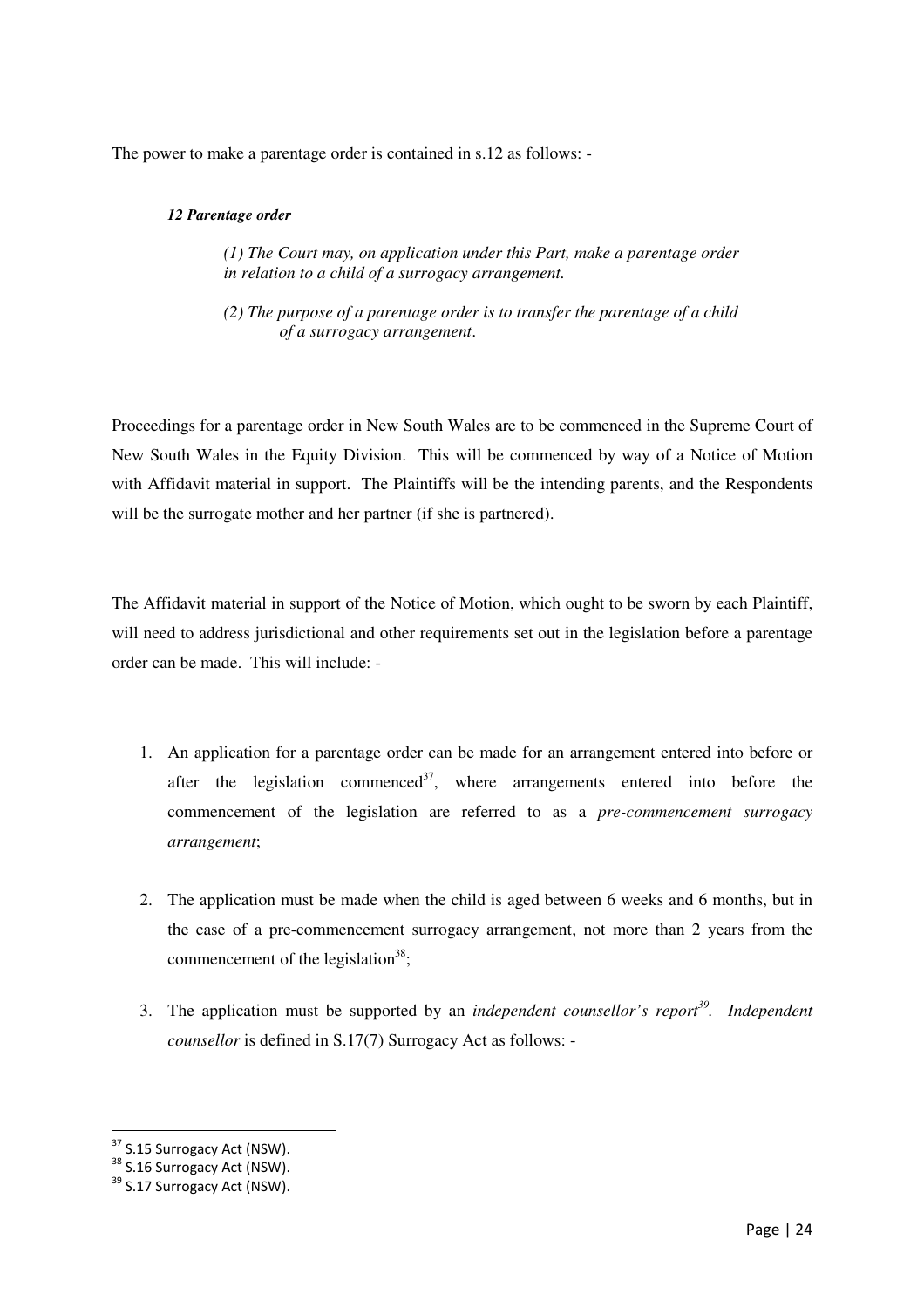The power to make a parentage order is contained in s.12 as follows: -

***12 Parentage order***

> *(1) The Court may, on application under this Part, make a parentage order in relation to a child of a surrogacy arrangement.*
>
> *(2) The purpose of a parentage order is to transfer the parentage of a child of a surrogacy arrangement*.

Proceedings for a parentage order in New South Wales are to be commenced in the Supreme Court of New South Wales in the Equity Division. This will be commenced by way of a Notice of Motion with Affidavit material in support. The Plaintiffs will be the intending parents, and the Respondents will be the surrogate mother and her partner (if she is partnered).

The Affidavit material in support of the Notice of Motion, which ought to be sworn by each Plaintiff, will need to address jurisdictional and other requirements set out in the legislation before a parentage order can be made. This will include: -

1. An application for a parentage order can be made for an arrangement entered into before or after the legislation commenced[37], where arrangements entered into before the commencement of the legislation are referred to as a *pre-commencement surrogacy arrangement*;

2. The application must be made when the child is aged between 6 weeks and 6 months, but in the case of a pre-commencement surrogacy arrangement, not more than 2 years from the commencement of the legislation[38];

3. The application must be supported by an *independent counsellor's report*[39]. *Independent counsellor* is defined in S.17(7) Surrogacy Act as follows: -

---

[37] S.15 Surrogacy Act (NSW).

[38] S.16 Surrogacy Act (NSW).

[39] S.17 Surrogacy Act (NSW).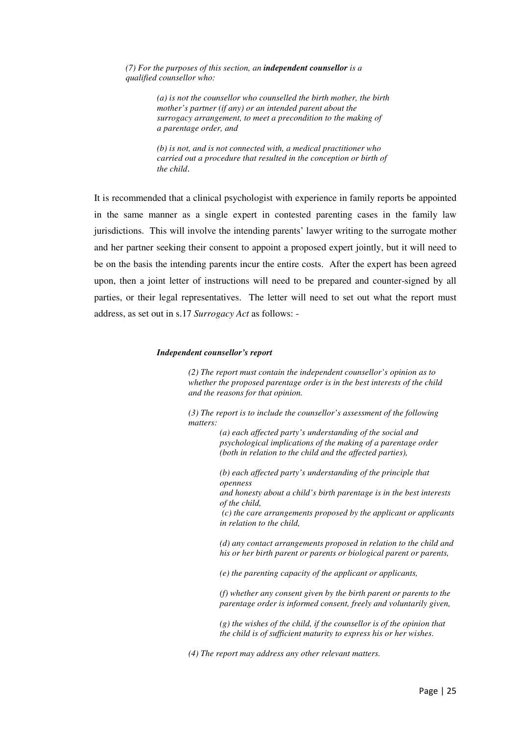> *(7) For the purposes of this section, an* ***independent counsellor*** *is a qualified counsellor who:*
>
> > *(a) is not the counsellor who counselled the birth mother, the birth mother's partner (if any) or an intended parent about the surrogacy arrangement, to meet a precondition to the making of a parentage order, and*
> >
> > *(b) is not, and is not connected with, a medical practitioner who carried out a procedure that resulted in the conception or birth of the child.*

It is recommended that a clinical psychologist with experience in family reports be appointed in the same manner as a single expert in contested parenting cases in the family law jurisdictions. This will involve the intending parents' lawyer writing to the surrogate mother and her partner seeking their consent to appoint a proposed expert jointly, but it will need to be on the basis the intending parents incur the entire costs. After the expert has been agreed upon, then a joint letter of instructions will need to be prepared and counter-signed by all parties, or their legal representatives. The letter will need to set out what the report must address, as set out in s.17 *Surrogacy Act* as follows: -

> ***Independent counsellor's report***
>
> *(2) The report must contain the independent counsellor's opinion as to whether the proposed parentage order is in the best interests of the child and the reasons for that opinion.*
>
> *(3) The report is to include the counsellor's assessment of the following matters:*
>
> > *(a) each affected party's understanding of the social and psychological implications of the making of a parentage order (both in relation to the child and the affected parties),*
> >
> > *(b) each affected party's understanding of the principle that openness and honesty about a child's birth parentage is in the best interests of the child,*
> >
> > *(c) the care arrangements proposed by the applicant or applicants in relation to the child,*
> >
> > *(d) any contact arrangements proposed in relation to the child and his or her birth parent or parents or biological parent or parents,*
> >
> > *(e) the parenting capacity of the applicant or applicants,*
> >
> > *(f) whether any consent given by the birth parent or parents to the parentage order is informed consent, freely and voluntarily given,*
> >
> > *(g) the wishes of the child, if the counsellor is of the opinion that the child is of sufficient maturity to express his or her wishes.*
>
> *(4) The report may address any other relevant matters.*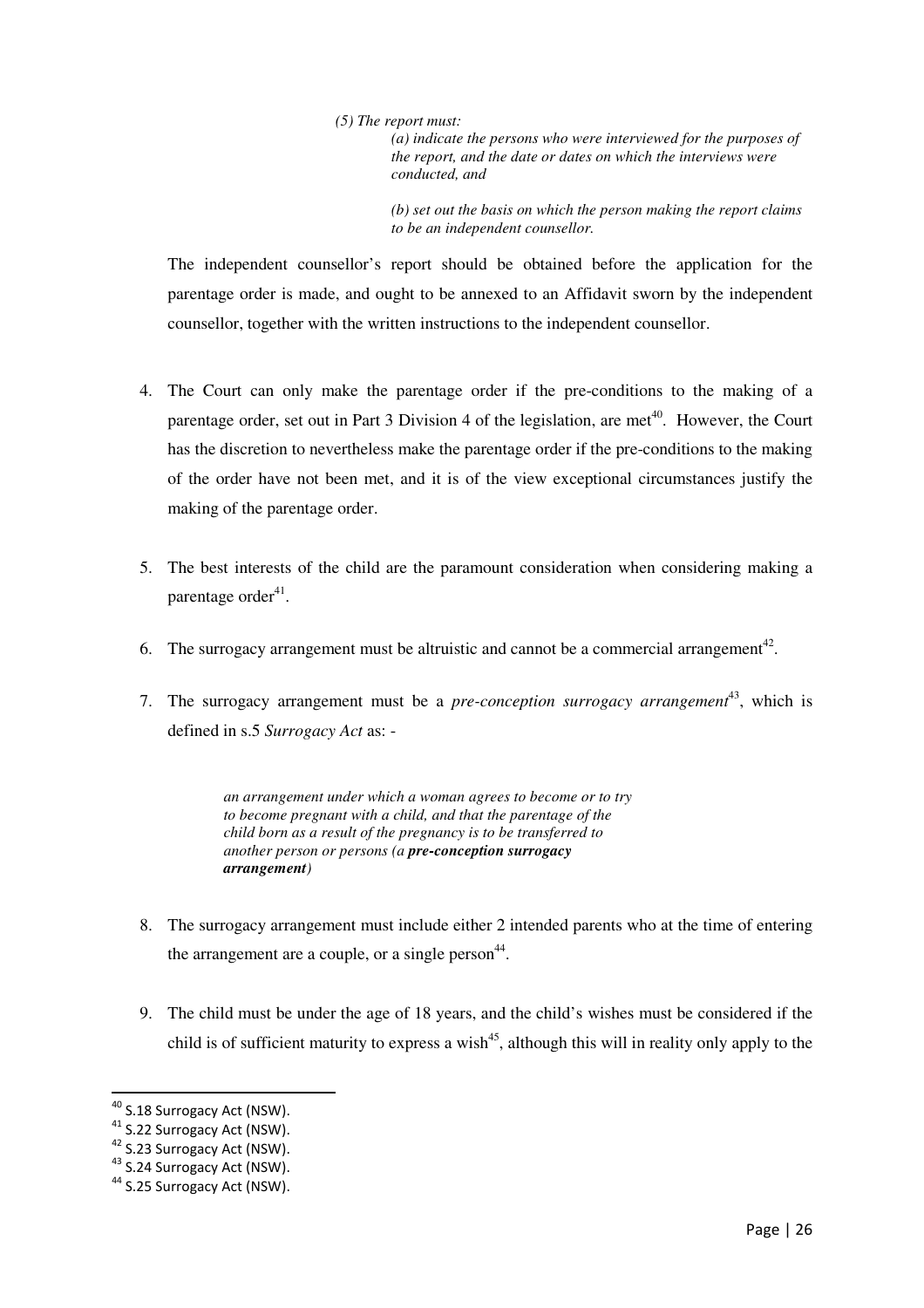> *(5) The report must:*
>
> > *(a) indicate the persons who were interviewed for the purposes of the report, and the date or dates on which the interviews were conducted, and*
> >
> > *(b) set out the basis on which the person making the report claims to be an independent counsellor.*

The independent counsellor's report should be obtained before the application for the parentage order is made, and ought to be annexed to an Affidavit sworn by the independent counsellor, together with the written instructions to the independent counsellor.

4. The Court can only make the parentage order if the pre-conditions to the making of a parentage order, set out in Part 3 Division 4 of the legislation, are met[40]. However, the Court has the discretion to nevertheless make the parentage order if the pre-conditions to the making of the order have not been met, and it is of the view exceptional circumstances justify the making of the parentage order.

5. The best interests of the child are the paramount consideration when considering making a parentage order[41].

6. The surrogacy arrangement must be altruistic and cannot be a commercial arrangement[42].

7. The surrogacy arrangement must be a *pre-conception surrogacy arrangement*[43], which is defined in s.5 *Surrogacy Act* as: -

   > *an arrangement under which a woman agrees to become or to try to become pregnant with a child, and that the parentage of the child born as a result of the pregnancy is to be transferred to another person or persons (a **pre-conception surrogacy arrangement**)*

8. The surrogacy arrangement must include either 2 intended parents who at the time of entering the arrangement are a couple, or a single person[44].

9. The child must be under the age of 18 years, and the child's wishes must be considered if the child is of sufficient maturity to express a wish[45], although this will in reality only apply to the

---

[40] S.18 Surrogacy Act (NSW).

[41] S.22 Surrogacy Act (NSW).

[42] S.23 Surrogacy Act (NSW).

[43] S.24 Surrogacy Act (NSW).

[44] S.25 Surrogacy Act (NSW).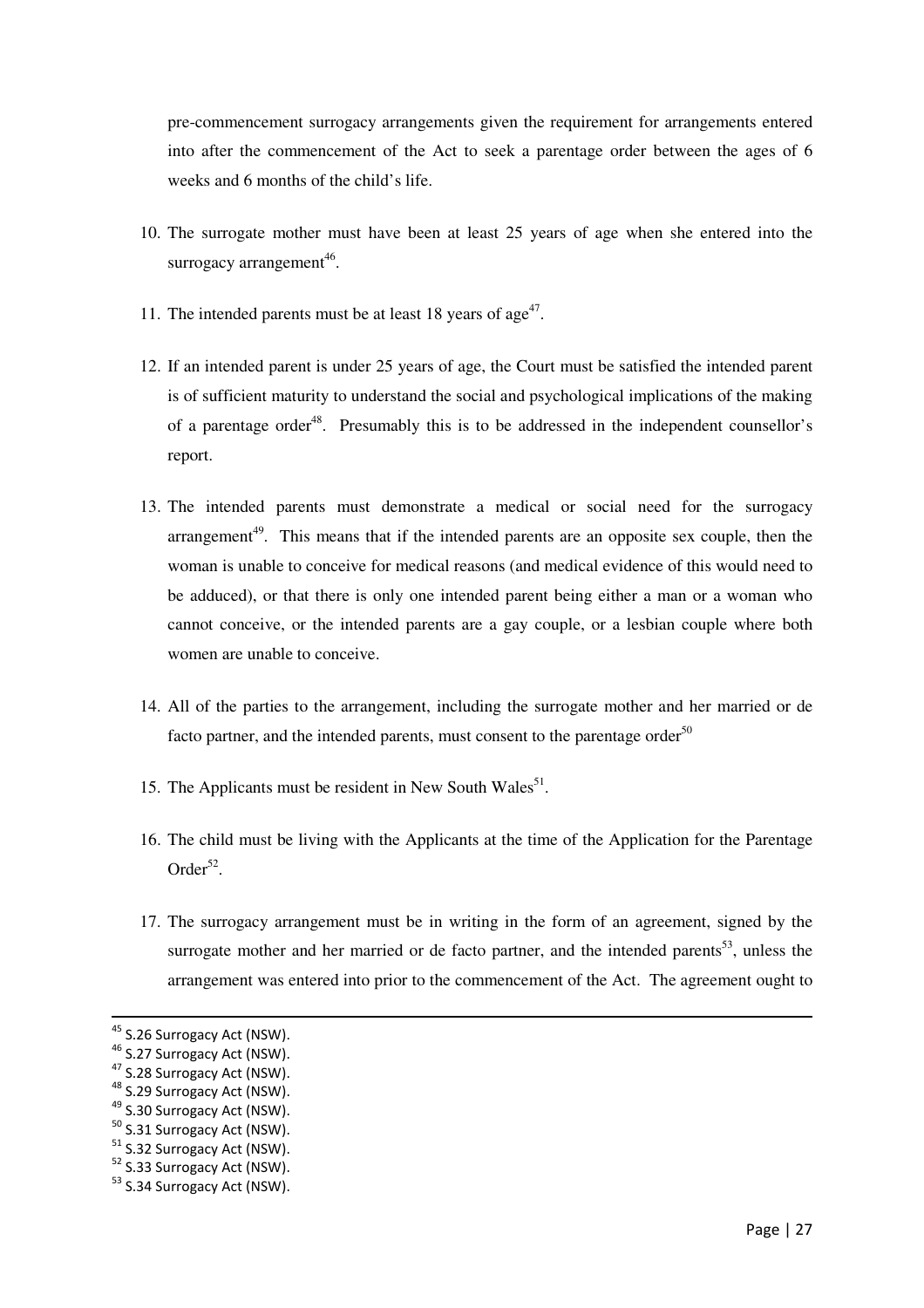pre-commencement surrogacy arrangements given the requirement for arrangements entered into after the commencement of the Act to seek a parentage order between the ages of 6 weeks and 6 months of the child's life.

10. The surrogate mother must have been at least 25 years of age when she entered into the surrogacy arrangement[46].

11. The intended parents must be at least 18 years of age[47].

12. If an intended parent is under 25 years of age, the Court must be satisfied the intended parent is of sufficient maturity to understand the social and psychological implications of the making of a parentage order[48]. Presumably this is to be addressed in the independent counsellor's report.

13. The intended parents must demonstrate a medical or social need for the surrogacy arrangement[49]. This means that if the intended parents are an opposite sex couple, then the woman is unable to conceive for medical reasons (and medical evidence of this would need to be adduced), or that there is only one intended parent being either a man or a woman who cannot conceive, or the intended parents are a gay couple, or a lesbian couple where both women are unable to conceive.

14. All of the parties to the arrangement, including the surrogate mother and her married or de facto partner, and the intended parents, must consent to the parentage order[50]

15. The Applicants must be resident in New South Wales[51].

16. The child must be living with the Applicants at the time of the Application for the Parentage Order[52].

17. The surrogacy arrangement must be in writing in the form of an agreement, signed by the surrogate mother and her married or de facto partner, and the intended parents[53], unless the arrangement was entered into prior to the commencement of the Act. The agreement ought to

---

[45] S.26 Surrogacy Act (NSW).
[46] S.27 Surrogacy Act (NSW).
[47] S.28 Surrogacy Act (NSW).
[48] S.29 Surrogacy Act (NSW).
[49] S.30 Surrogacy Act (NSW).
[50] S.31 Surrogacy Act (NSW).
[51] S.32 Surrogacy Act (NSW).
[52] S.33 Surrogacy Act (NSW).
[53] S.34 Surrogacy Act (NSW).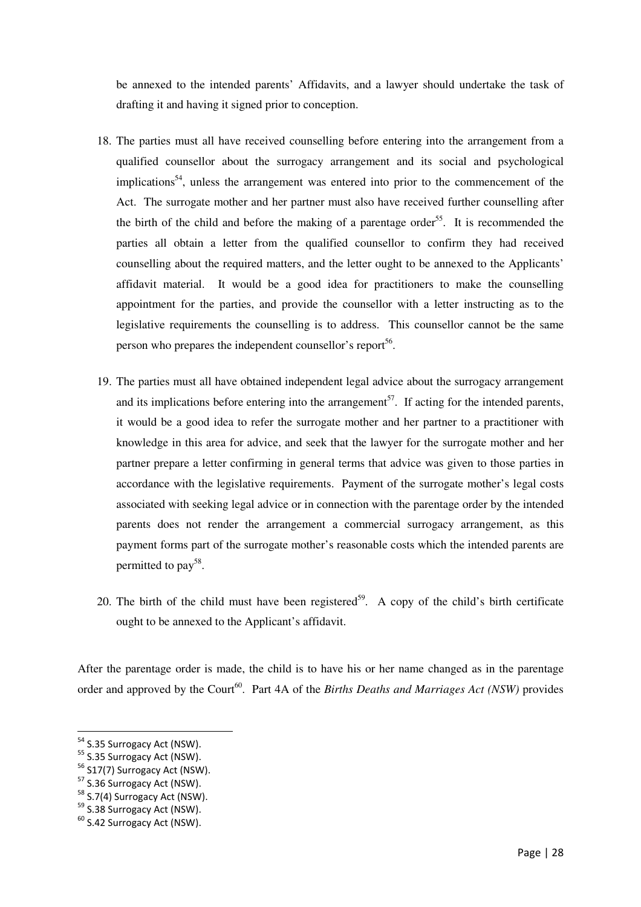be annexed to the intended parents' Affidavits, and a lawyer should undertake the task of drafting it and having it signed prior to conception.

18. The parties must all have received counselling before entering into the arrangement from a qualified counsellor about the surrogacy arrangement and its social and psychological implications[54], unless the arrangement was entered into prior to the commencement of the Act. The surrogate mother and her partner must also have received further counselling after the birth of the child and before the making of a parentage order[55]. It is recommended the parties all obtain a letter from the qualified counsellor to confirm they had received counselling about the required matters, and the letter ought to be annexed to the Applicants' affidavit material. It would be a good idea for practitioners to make the counselling appointment for the parties, and provide the counsellor with a letter instructing as to the legislative requirements the counselling is to address. This counsellor cannot be the same person who prepares the independent counsellor's report[56].

19. The parties must all have obtained independent legal advice about the surrogacy arrangement and its implications before entering into the arrangement[57]. If acting for the intended parents, it would be a good idea to refer the surrogate mother and her partner to a practitioner with knowledge in this area for advice, and seek that the lawyer for the surrogate mother and her partner prepare a letter confirming in general terms that advice was given to those parties in accordance with the legislative requirements. Payment of the surrogate mother's legal costs associated with seeking legal advice or in connection with the parentage order by the intended parents does not render the arrangement a commercial surrogacy arrangement, as this payment forms part of the surrogate mother's reasonable costs which the intended parents are permitted to pay[58].

20. The birth of the child must have been registered[59]. A copy of the child's birth certificate ought to be annexed to the Applicant's affidavit.

After the parentage order is made, the child is to have his or her name changed as in the parentage order and approved by the Court[60]. Part 4A of the *Births Deaths and Marriages Act (NSW)* provides

---

[54] S.35 Surrogacy Act (NSW).

[55] S.35 Surrogacy Act (NSW).

[56] S17(7) Surrogacy Act (NSW).

[57] S.36 Surrogacy Act (NSW).

[58] S.7(4) Surrogacy Act (NSW).

[59] S.38 Surrogacy Act (NSW).

[60] S.42 Surrogacy Act (NSW).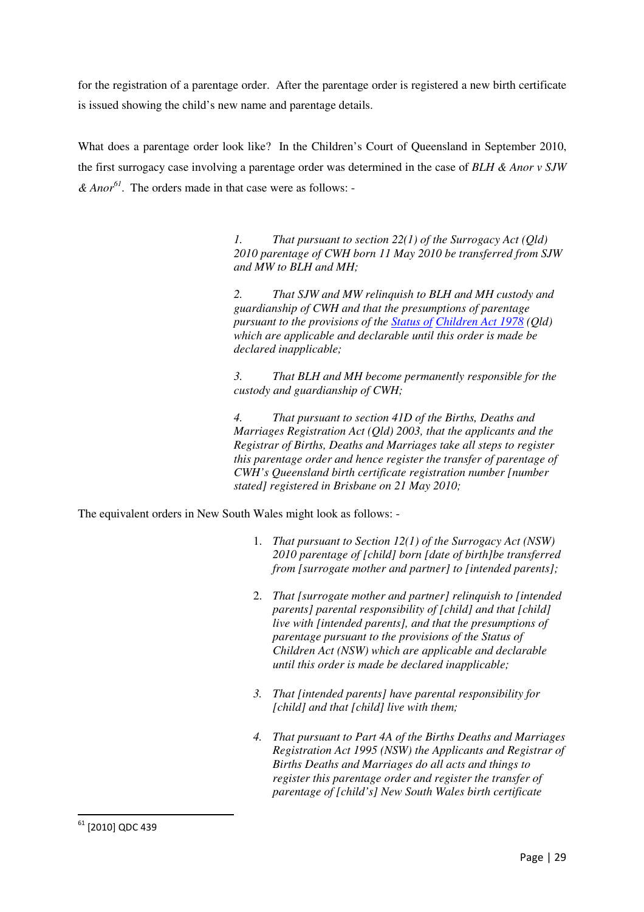for the registration of a parentage order. After the parentage order is registered a new birth certificate is issued showing the child's new name and parentage details.

What does a parentage order look like? In the Children's Court of Queensland in September 2010, the first surrogacy case involving a parentage order was determined in the case of *BLH & Anor v SJW & Anor*[61]. The orders made in that case were as follows: -

> *1. That pursuant to section 22(1) of the Surrogacy Act (Qld) 2010 parentage of CWH born 11 May 2010 be transferred from SJW and MW to BLH and MH;*
>
> *2. That SJW and MW relinquish to BLH and MH custody and guardianship of CWH and that the presumptions of parentage pursuant to the provisions of the Status of Children Act 1978 (Qld) which are applicable and declarable until this order is made be declared inapplicable;*
>
> *3. That BLH and MH become permanently responsible for the custody and guardianship of CWH;*
>
> *4. That pursuant to section 41D of the Births, Deaths and Marriages Registration Act (Qld) 2003, that the applicants and the Registrar of Births, Deaths and Marriages take all steps to register this parentage order and hence register the transfer of parentage of CWH's Queensland birth certificate registration number [number stated] registered in Brisbane on 21 May 2010;*

The equivalent orders in New South Wales might look as follows: -

> 1. *That pursuant to Section 12(1) of the Surrogacy Act (NSW) 2010 parentage of [child] born [date of birth]be transferred from [surrogate mother and partner] to [intended parents];*
> 2. *That [surrogate mother and partner] relinquish to [intended parents] parental responsibility of [child] and that [child] live with [intended parents], and that the presumptions of parentage pursuant to the provisions of the Status of Children Act (NSW) which are applicable and declarable until this order is made be declared inapplicable;*
> 3. *That [intended parents] have parental responsibility for [child] and that [child] live with them;*
> 4. *That pursuant to Part 4A of the Births Deaths and Marriages Registration Act 1995 (NSW) the Applicants and Registrar of Births Deaths and Marriages do all acts and things to register this parentage order and register the transfer of parentage of [child's] New South Wales birth certificate*

---

[61] [2010] QDC 439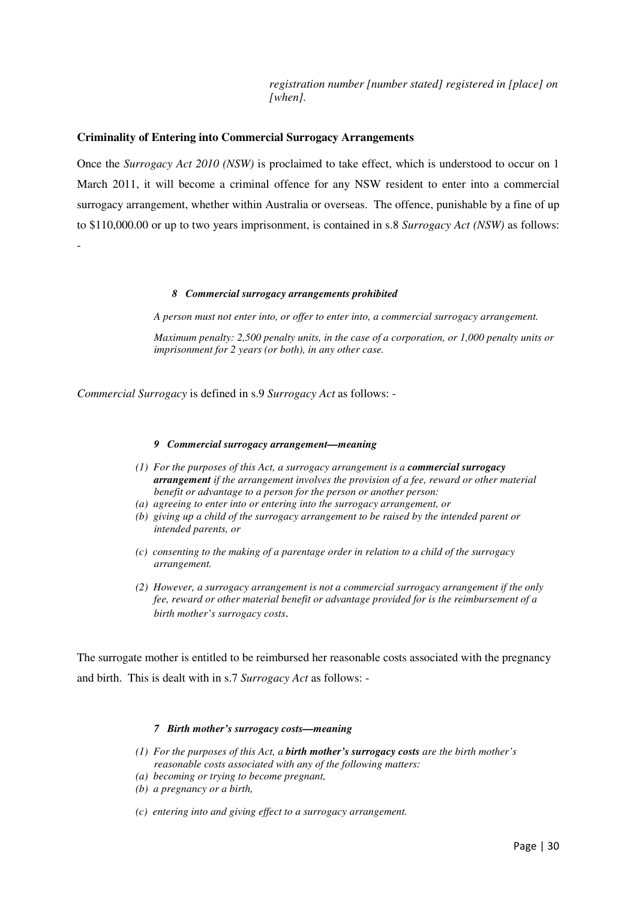*registration number [number stated] registered in [place] on [when].*

**Criminality of Entering into Commercial Surrogacy Arrangements**

Once the *Surrogacy Act 2010 (NSW)* is proclaimed to take effect, which is understood to occur on 1 March 2011, it will become a criminal offence for any NSW resident to enter into a commercial surrogacy arrangement, whether within Australia or overseas. The offence, punishable by a fine of up to $110,000.00 or up to two years imprisonment, is contained in s.8 *Surrogacy Act (NSW)* as follows: -

> ***8 Commercial surrogacy arrangements prohibited***
>
> *A person must not enter into, or offer to enter into, a commercial surrogacy arrangement.*
>
> *Maximum penalty: 2,500 penalty units, in the case of a corporation, or 1,000 penalty units or imprisonment for 2 years (or both), in any other case.*

*Commercial Surrogacy* is defined in s.9 *Surrogacy Act* as follows: -

> ***9 Commercial surrogacy arrangement—meaning***
>
> *(1) For the purposes of this Act, a surrogacy arrangement is a **commercial surrogacy arrangement** if the arrangement involves the provision of a fee, reward or other material benefit or advantage to a person for the person or another person:*
>
> *(a) agreeing to enter into or entering into the surrogacy arrangement, or*
>
> *(b) giving up a child of the surrogacy arrangement to be raised by the intended parent or intended parents, or*
>
> *(c) consenting to the making of a parentage order in relation to a child of the surrogacy arrangement.*
>
> *(2) However, a surrogacy arrangement is not a commercial surrogacy arrangement if the only fee, reward or other material benefit or advantage provided for is the reimbursement of a birth mother's surrogacy costs.*

The surrogate mother is entitled to be reimbursed her reasonable costs associated with the pregnancy and birth. This is dealt with in s.7 *Surrogacy Act* as follows: -

> ***7 Birth mother's surrogacy costs—meaning***
>
> *(1) For the purposes of this Act, a **birth mother's surrogacy costs** are the birth mother's reasonable costs associated with any of the following matters:*
>
> *(a) becoming or trying to become pregnant,*
>
> *(b) a pregnancy or a birth,*
>
> *(c) entering into and giving effect to a surrogacy arrangement.*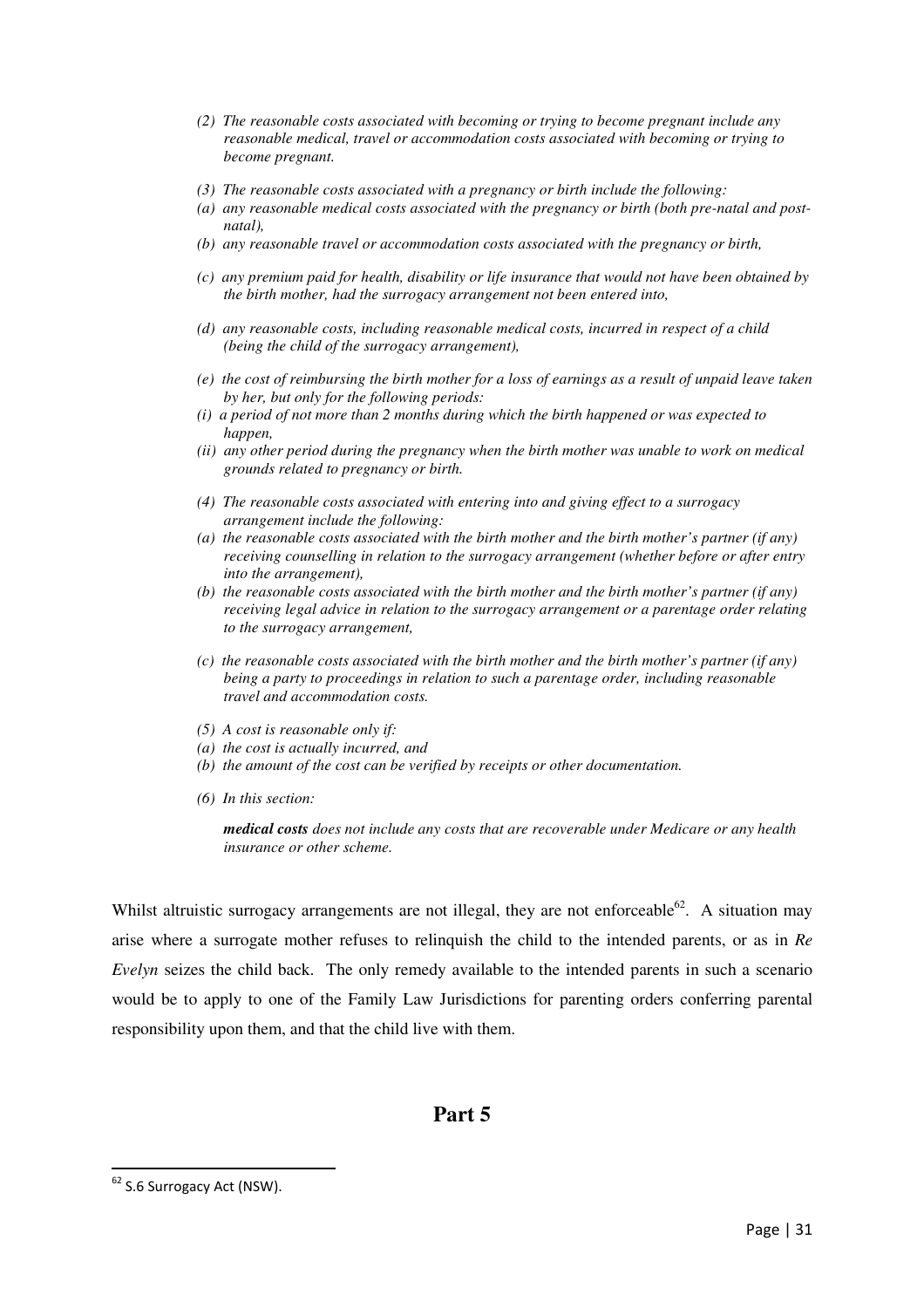*(2) The reasonable costs associated with becoming or trying to become pregnant include any reasonable medical, travel or accommodation costs associated with becoming or trying to become pregnant.*

*(3) The reasonable costs associated with a pregnancy or birth include the following:*

*(a) any reasonable medical costs associated with the pregnancy or birth (both pre-natal and post-natal),*

*(b) any reasonable travel or accommodation costs associated with the pregnancy or birth,*

*(c) any premium paid for health, disability or life insurance that would not have been obtained by the birth mother, had the surrogacy arrangement not been entered into,*

*(d) any reasonable costs, including reasonable medical costs, incurred in respect of a child (being the child of the surrogacy arrangement),*

*(e) the cost of reimbursing the birth mother for a loss of earnings as a result of unpaid leave taken by her, but only for the following periods:*

*(i) a period of not more than 2 months during which the birth happened or was expected to happen,*

*(ii) any other period during the pregnancy when the birth mother was unable to work on medical grounds related to pregnancy or birth.*

*(4) The reasonable costs associated with entering into and giving effect to a surrogacy arrangement include the following:*

*(a) the reasonable costs associated with the birth mother and the birth mother's partner (if any) receiving counselling in relation to the surrogacy arrangement (whether before or after entry into the arrangement),*

*(b) the reasonable costs associated with the birth mother and the birth mother's partner (if any) receiving legal advice in relation to the surrogacy arrangement or a parentage order relating to the surrogacy arrangement,*

*(c) the reasonable costs associated with the birth mother and the birth mother's partner (if any) being a party to proceedings in relation to such a parentage order, including reasonable travel and accommodation costs.*

*(5) A cost is reasonable only if:*

*(a) the cost is actually incurred, and*

*(b) the amount of the cost can be verified by receipts or other documentation.*

*(6) In this section:*

***medical costs** does not include any costs that are recoverable under Medicare or any health insurance or other scheme.*

Whilst altruistic surrogacy arrangements are not illegal, they are not enforceable[62]. A situation may arise where a surrogate mother refuses to relinquish the child to the intended parents, or as in *Re Evelyn* seizes the child back. The only remedy available to the intended parents in such a scenario would be to apply to one of the Family Law Jurisdictions for parenting orders conferring parental responsibility upon them, and that the child live with them.

## Part 5

[62] S.6 Surrogacy Act (NSW).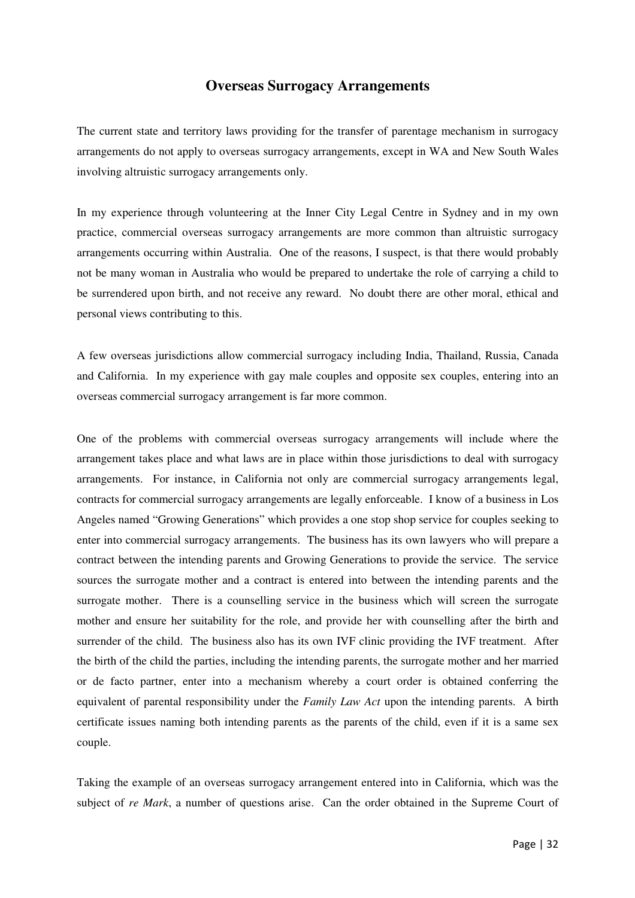## Overseas Surrogacy Arrangements

The current state and territory laws providing for the transfer of parentage mechanism in surrogacy arrangements do not apply to overseas surrogacy arrangements, except in WA and New South Wales involving altruistic surrogacy arrangements only.

In my experience through volunteering at the Inner City Legal Centre in Sydney and in my own practice, commercial overseas surrogacy arrangements are more common than altruistic surrogacy arrangements occurring within Australia. One of the reasons, I suspect, is that there would probably not be many woman in Australia who would be prepared to undertake the role of carrying a child to be surrendered upon birth, and not receive any reward. No doubt there are other moral, ethical and personal views contributing to this.

A few overseas jurisdictions allow commercial surrogacy including India, Thailand, Russia, Canada and California. In my experience with gay male couples and opposite sex couples, entering into an overseas commercial surrogacy arrangement is far more common.

One of the problems with commercial overseas surrogacy arrangements will include where the arrangement takes place and what laws are in place within those jurisdictions to deal with surrogacy arrangements. For instance, in California not only are commercial surrogacy arrangements legal, contracts for commercial surrogacy arrangements are legally enforceable. I know of a business in Los Angeles named "Growing Generations" which provides a one stop shop service for couples seeking to enter into commercial surrogacy arrangements. The business has its own lawyers who will prepare a contract between the intending parents and Growing Generations to provide the service. The service sources the surrogate mother and a contract is entered into between the intending parents and the surrogate mother. There is a counselling service in the business which will screen the surrogate mother and ensure her suitability for the role, and provide her with counselling after the birth and surrender of the child. The business also has its own IVF clinic providing the IVF treatment. After the birth of the child the parties, including the intending parents, the surrogate mother and her married or de facto partner, enter into a mechanism whereby a court order is obtained conferring the equivalent of parental responsibility under the *Family Law Act* upon the intending parents. A birth certificate issues naming both intending parents as the parents of the child, even if it is a same sex couple.

Taking the example of an overseas surrogacy arrangement entered into in California, which was the subject of *re Mark*, a number of questions arise. Can the order obtained in the Supreme Court of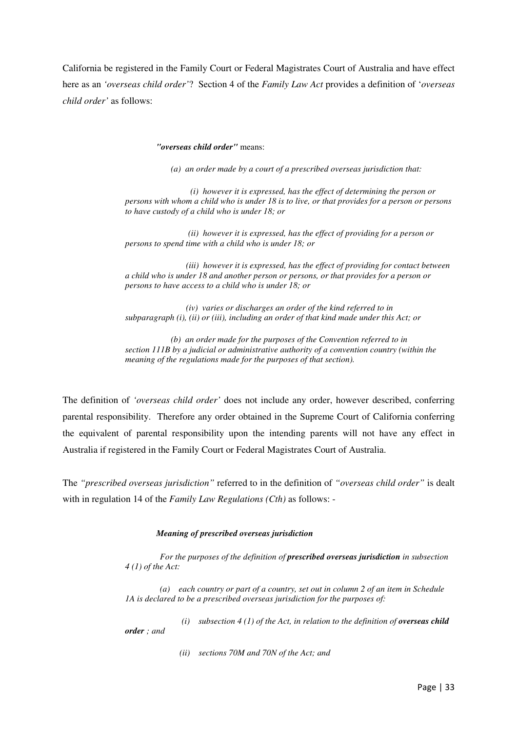California be registered in the Family Court or Federal Magistrates Court of Australia and have effect here as an *'overseas child order'*? Section 4 of the *Family Law Act* provides a definition of '*overseas child order'* as follows:

> ***"overseas child order"*** means:
>
> *(a) an order made by a court of a prescribed overseas jurisdiction that:*
>
> *(i) however it is expressed, has the effect of determining the person or persons with whom a child who is under 18 is to live, or that provides for a person or persons to have custody of a child who is under 18; or*
>
> *(ii) however it is expressed, has the effect of providing for a person or persons to spend time with a child who is under 18; or*
>
> *(iii) however it is expressed, has the effect of providing for contact between a child who is under 18 and another person or persons, or that provides for a person or persons to have access to a child who is under 18; or*
>
> *(iv) varies or discharges an order of the kind referred to in subparagraph (i), (ii) or (iii), including an order of that kind made under this Act; or*
>
> *(b) an order made for the purposes of the Convention referred to in section 111B by a judicial or administrative authority of a convention country (within the meaning of the regulations made for the purposes of that section).*

The definition of *'overseas child order'* does not include any order, however described, conferring parental responsibility. Therefore any order obtained in the Supreme Court of California conferring the equivalent of parental responsibility upon the intending parents will not have any effect in Australia if registered in the Family Court or Federal Magistrates Court of Australia.

The *"prescribed overseas jurisdiction"* referred to in the definition of *"overseas child order"* is dealt with in regulation 14 of the *Family Law Regulations (Cth)* as follows: -

> ***Meaning of prescribed overseas jurisdiction***
>
> *For the purposes of the definition of **prescribed overseas jurisdiction** in subsection 4 (1) of the Act:*
>
> *(a) each country or part of a country, set out in column 2 of an item in Schedule 1A is declared to be a prescribed overseas jurisdiction for the purposes of:*
>
> *(i) subsection 4 (1) of the Act, in relation to the definition of **overseas child order** ; and*
>
> *(ii) sections 70M and 70N of the Act; and*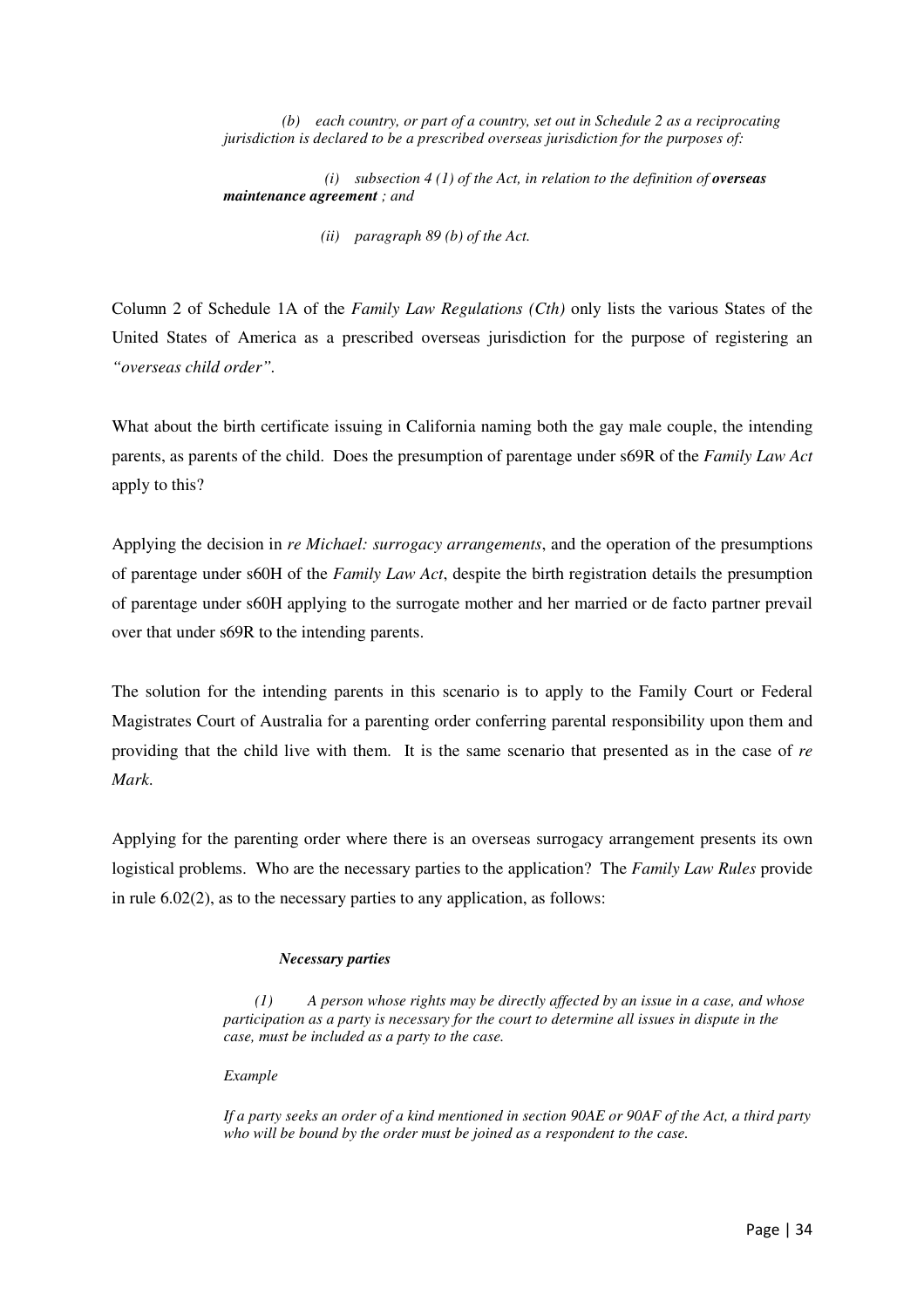*(b) each country, or part of a country, set out in Schedule 2 as a reciprocating jurisdiction is declared to be a prescribed overseas jurisdiction for the purposes of:*

*(i) subsection 4 (1) of the Act, in relation to the definition of* ***overseas maintenance agreement*** *; and*

*(ii) paragraph 89 (b) of the Act.*

Column 2 of Schedule 1A of the *Family Law Regulations (Cth)* only lists the various States of the United States of America as a prescribed overseas jurisdiction for the purpose of registering an *"overseas child order"*.

What about the birth certificate issuing in California naming both the gay male couple, the intending parents, as parents of the child. Does the presumption of parentage under s69R of the *Family Law Act* apply to this?

Applying the decision in *re Michael: surrogacy arrangements*, and the operation of the presumptions of parentage under s60H of the *Family Law Act*, despite the birth registration details the presumption of parentage under s60H applying to the surrogate mother and her married or de facto partner prevail over that under s69R to the intending parents.

The solution for the intending parents in this scenario is to apply to the Family Court or Federal Magistrates Court of Australia for a parenting order conferring parental responsibility upon them and providing that the child live with them. It is the same scenario that presented as in the case of *re Mark*.

Applying for the parenting order where there is an overseas surrogacy arrangement presents its own logistical problems. Who are the necessary parties to the application? The *Family Law Rules* provide in rule 6.02(2), as to the necessary parties to any application, as follows:

***Necessary parties***

*(1) A person whose rights may be directly affected by an issue in a case, and whose participation as a party is necessary for the court to determine all issues in dispute in the case, must be included as a party to the case.*

*Example*

*If a party seeks an order of a kind mentioned in section 90AE or 90AF of the Act, a third party who will be bound by the order must be joined as a respondent to the case.*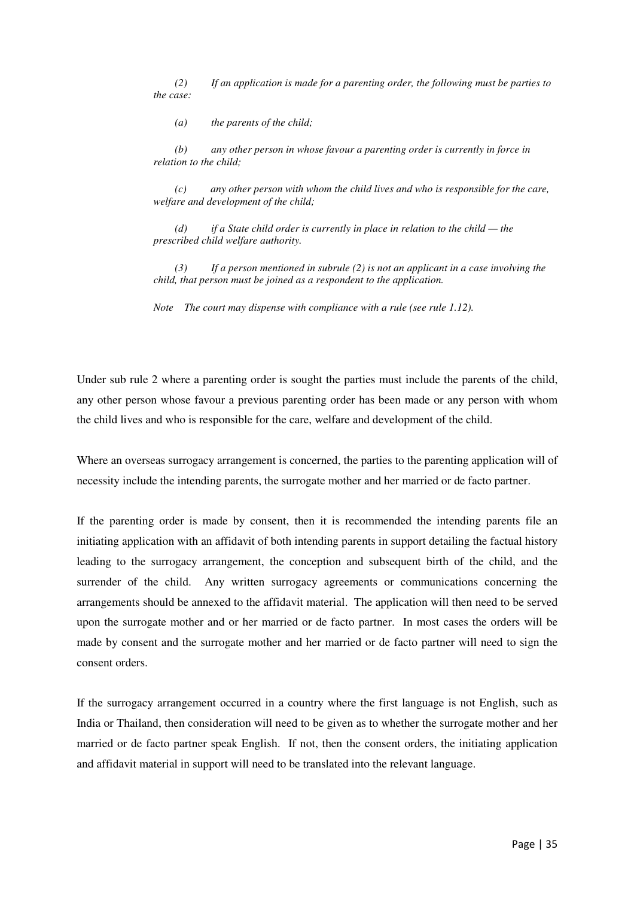*(2) If an application is made for a parenting order, the following must be parties to the case:*

*(a) the parents of the child;*

*(b) any other person in whose favour a parenting order is currently in force in relation to the child;*

*(c) any other person with whom the child lives and who is responsible for the care, welfare and development of the child;*

*(d) if a State child order is currently in place in relation to the child — the prescribed child welfare authority.*

*(3) If a person mentioned in subrule (2) is not an applicant in a case involving the child, that person must be joined as a respondent to the application.*

*Note The court may dispense with compliance with a rule (see rule 1.12).*

Under sub rule 2 where a parenting order is sought the parties must include the parents of the child, any other person whose favour a previous parenting order has been made or any person with whom the child lives and who is responsible for the care, welfare and development of the child.

Where an overseas surrogacy arrangement is concerned, the parties to the parenting application will of necessity include the intending parents, the surrogate mother and her married or de facto partner.

If the parenting order is made by consent, then it is recommended the intending parents file an initiating application with an affidavit of both intending parents in support detailing the factual history leading to the surrogacy arrangement, the conception and subsequent birth of the child, and the surrender of the child. Any written surrogacy agreements or communications concerning the arrangements should be annexed to the affidavit material. The application will then need to be served upon the surrogate mother and or her married or de facto partner. In most cases the orders will be made by consent and the surrogate mother and her married or de facto partner will need to sign the consent orders.

If the surrogacy arrangement occurred in a country where the first language is not English, such as India or Thailand, then consideration will need to be given as to whether the surrogate mother and her married or de facto partner speak English. If not, then the consent orders, the initiating application and affidavit material in support will need to be translated into the relevant language.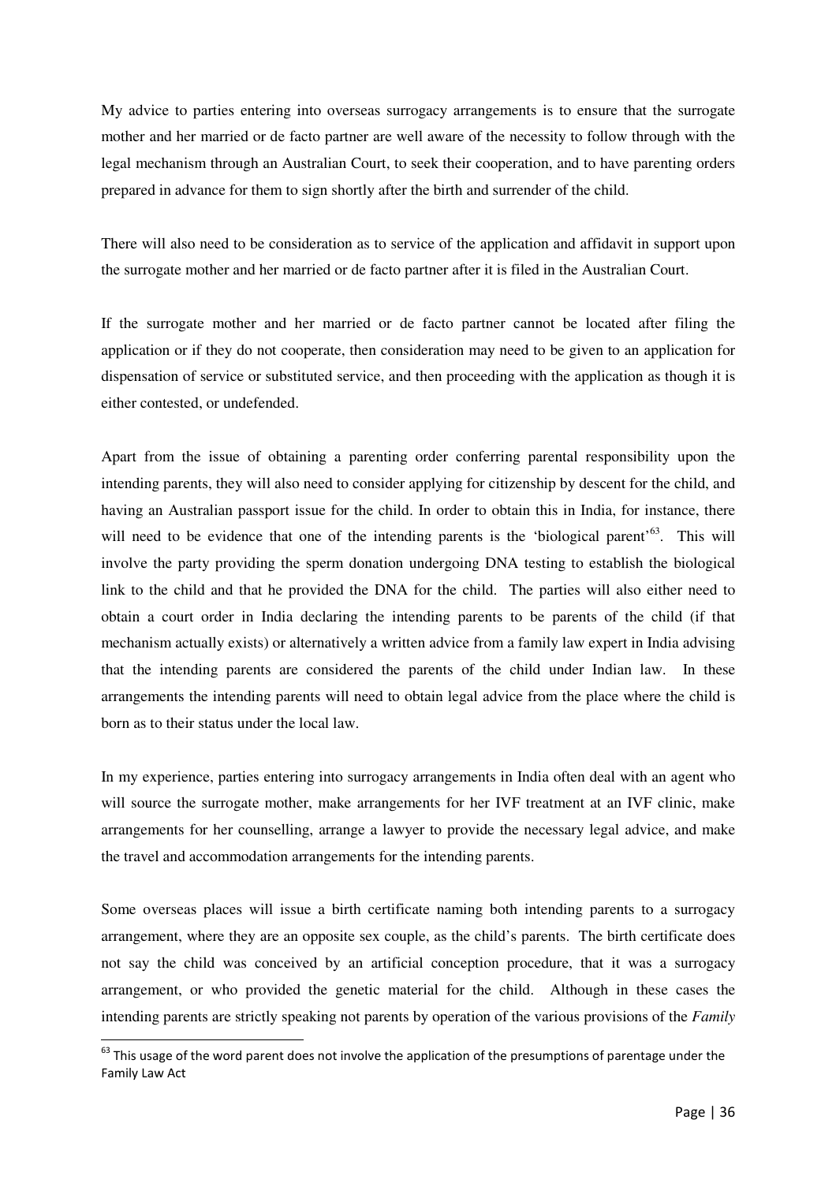My advice to parties entering into overseas surrogacy arrangements is to ensure that the surrogate mother and her married or de facto partner are well aware of the necessity to follow through with the legal mechanism through an Australian Court, to seek their cooperation, and to have parenting orders prepared in advance for them to sign shortly after the birth and surrender of the child.

There will also need to be consideration as to service of the application and affidavit in support upon the surrogate mother and her married or de facto partner after it is filed in the Australian Court.

If the surrogate mother and her married or de facto partner cannot be located after filing the application or if they do not cooperate, then consideration may need to be given to an application for dispensation of service or substituted service, and then proceeding with the application as though it is either contested, or undefended.

Apart from the issue of obtaining a parenting order conferring parental responsibility upon the intending parents, they will also need to consider applying for citizenship by descent for the child, and having an Australian passport issue for the child. In order to obtain this in India, for instance, there will need to be evidence that one of the intending parents is the 'biological parent'[63]. This will involve the party providing the sperm donation undergoing DNA testing to establish the biological link to the child and that he provided the DNA for the child. The parties will also either need to obtain a court order in India declaring the intending parents to be parents of the child (if that mechanism actually exists) or alternatively a written advice from a family law expert in India advising that the intending parents are considered the parents of the child under Indian law. In these arrangements the intending parents will need to obtain legal advice from the place where the child is born as to their status under the local law.

In my experience, parties entering into surrogacy arrangements in India often deal with an agent who will source the surrogate mother, make arrangements for her IVF treatment at an IVF clinic, make arrangements for her counselling, arrange a lawyer to provide the necessary legal advice, and make the travel and accommodation arrangements for the intending parents.

Some overseas places will issue a birth certificate naming both intending parents to a surrogacy arrangement, where they are an opposite sex couple, as the child's parents. The birth certificate does not say the child was conceived by an artificial conception procedure, that it was a surrogacy arrangement, or who provided the genetic material for the child. Although in these cases the intending parents are strictly speaking not parents by operation of the various provisions of the *Family*

---

[63] This usage of the word parent does not involve the application of the presumptions of parentage under the Family Law Act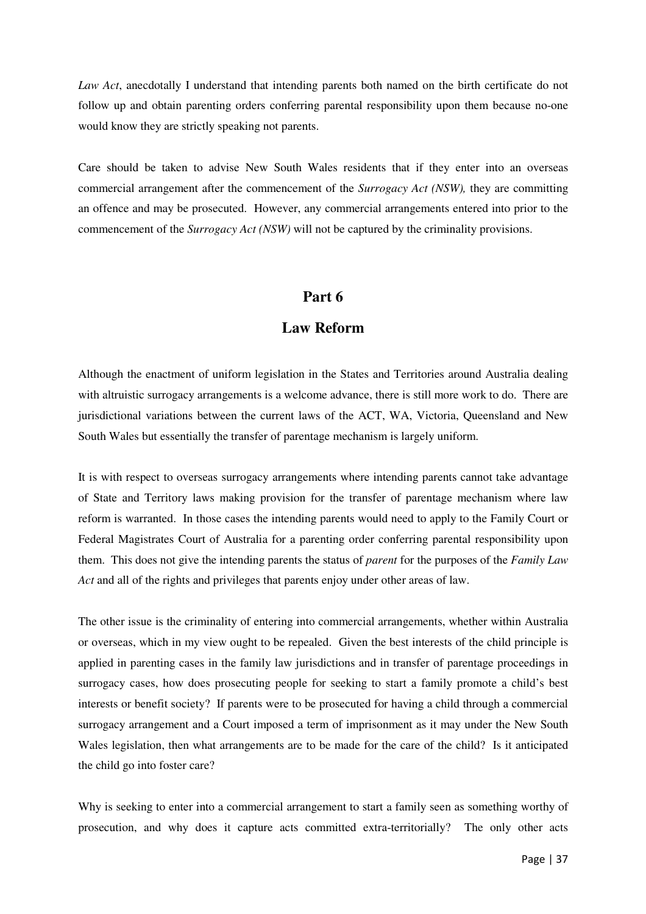*Law Act*, anecdotally I understand that intending parents both named on the birth certificate do not follow up and obtain parenting orders conferring parental responsibility upon them because no-one would know they are strictly speaking not parents.

Care should be taken to advise New South Wales residents that if they enter into an overseas commercial arrangement after the commencement of the *Surrogacy Act (NSW),* they are committing an offence and may be prosecuted. However, any commercial arrangements entered into prior to the commencement of the *Surrogacy Act (NSW)* will not be captured by the criminality provisions.

## Part 6

## Law Reform

Although the enactment of uniform legislation in the States and Territories around Australia dealing with altruistic surrogacy arrangements is a welcome advance, there is still more work to do. There are jurisdictional variations between the current laws of the ACT, WA, Victoria, Queensland and New South Wales but essentially the transfer of parentage mechanism is largely uniform.

It is with respect to overseas surrogacy arrangements where intending parents cannot take advantage of State and Territory laws making provision for the transfer of parentage mechanism where law reform is warranted. In those cases the intending parents would need to apply to the Family Court or Federal Magistrates Court of Australia for a parenting order conferring parental responsibility upon them. This does not give the intending parents the status of *parent* for the purposes of the *Family Law Act* and all of the rights and privileges that parents enjoy under other areas of law.

The other issue is the criminality of entering into commercial arrangements, whether within Australia or overseas, which in my view ought to be repealed. Given the best interests of the child principle is applied in parenting cases in the family law jurisdictions and in transfer of parentage proceedings in surrogacy cases, how does prosecuting people for seeking to start a family promote a child's best interests or benefit society? If parents were to be prosecuted for having a child through a commercial surrogacy arrangement and a Court imposed a term of imprisonment as it may under the New South Wales legislation, then what arrangements are to be made for the care of the child? Is it anticipated the child go into foster care?

Why is seeking to enter into a commercial arrangement to start a family seen as something worthy of prosecution, and why does it capture acts committed extra-territorially? The only other acts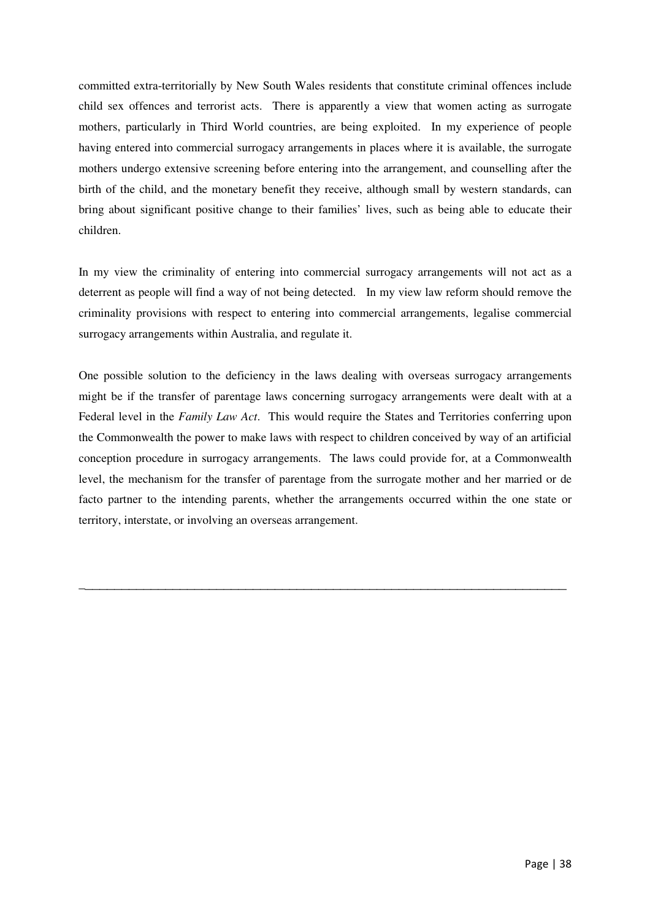committed extra-territorially by New South Wales residents that constitute criminal offences include child sex offences and terrorist acts. There is apparently a view that women acting as surrogate mothers, particularly in Third World countries, are being exploited. In my experience of people having entered into commercial surrogacy arrangements in places where it is available, the surrogate mothers undergo extensive screening before entering into the arrangement, and counselling after the birth of the child, and the monetary benefit they receive, although small by western standards, can bring about significant positive change to their families' lives, such as being able to educate their children.

In my view the criminality of entering into commercial surrogacy arrangements will not act as a deterrent as people will find a way of not being detected. In my view law reform should remove the criminality provisions with respect to entering into commercial arrangements, legalise commercial surrogacy arrangements within Australia, and regulate it.

One possible solution to the deficiency in the laws dealing with overseas surrogacy arrangements might be if the transfer of parentage laws concerning surrogacy arrangements were dealt with at a Federal level in the *Family Law Act*. This would require the States and Territories conferring upon the Commonwealth the power to make laws with respect to children conceived by way of an artificial conception procedure in surrogacy arrangements. The laws could provide for, at a Commonwealth level, the mechanism for the transfer of parentage from the surrogate mother and her married or de facto partner to the intending parents, whether the arrangements occurred within the one state or territory, interstate, or involving an overseas arrangement.

---